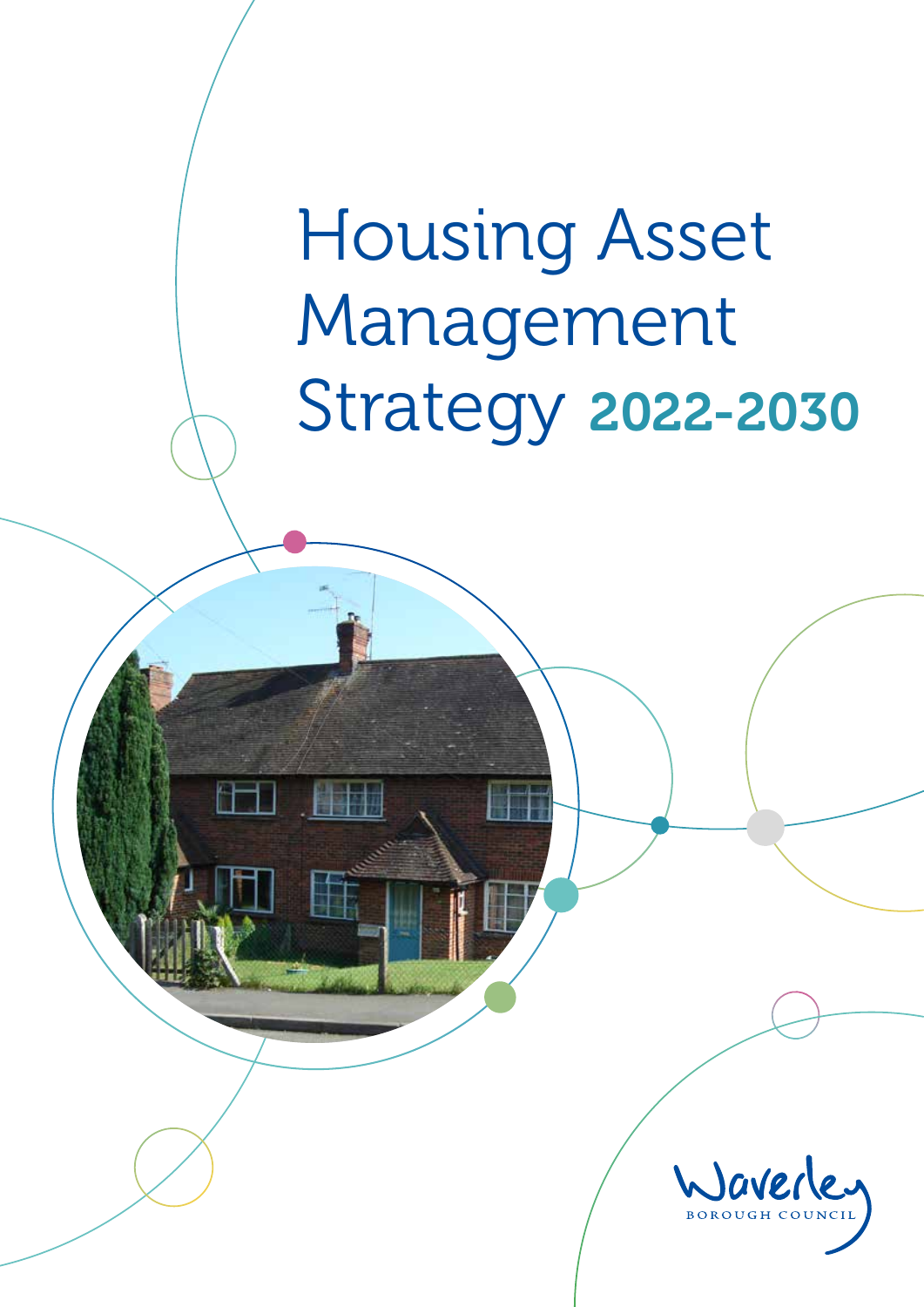# Housing Asset Management Strategy 2022-2030

Waverley Borough Council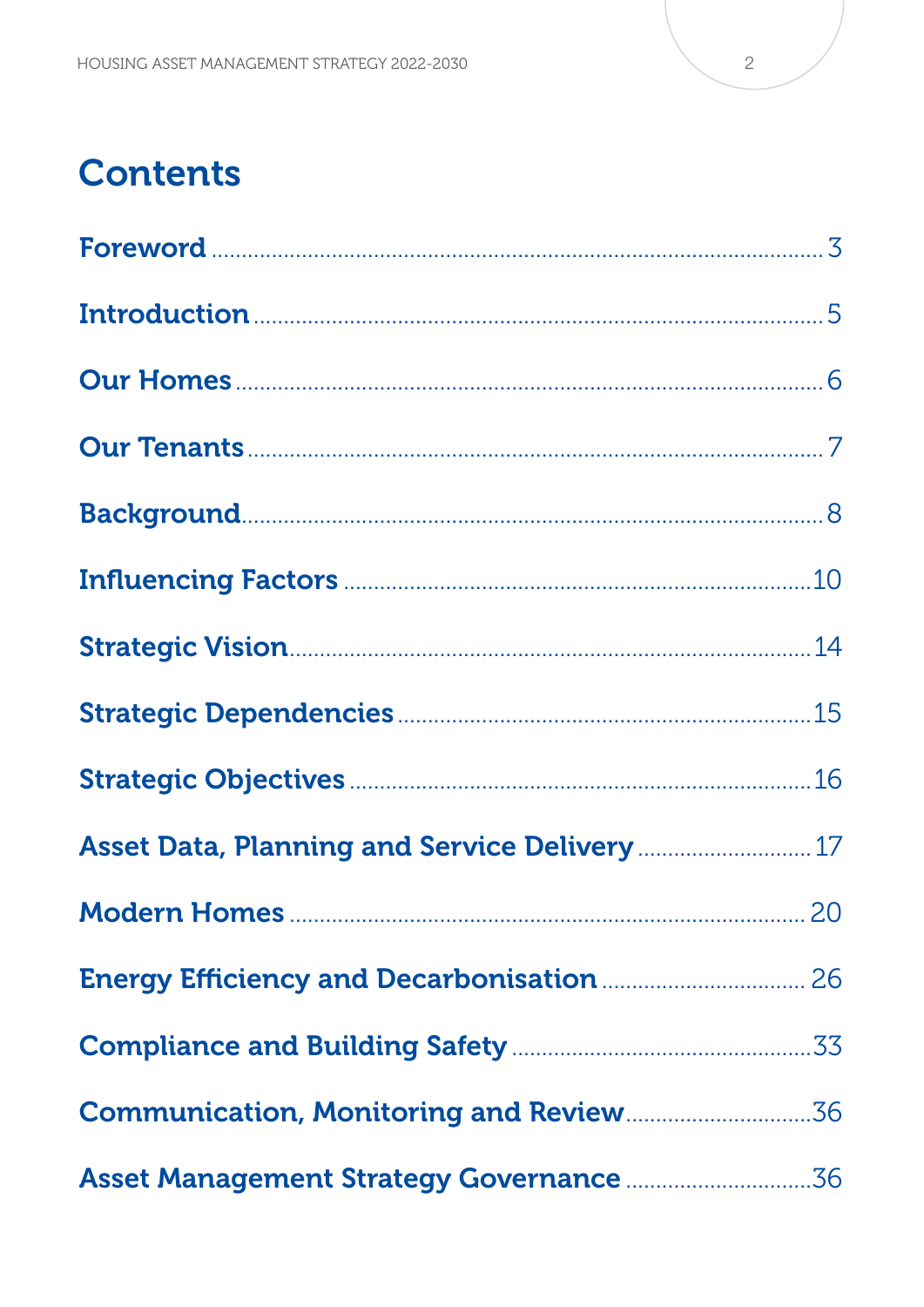# Contents

| Section | Page |
| --- | --- |
| Foreword | 3 |
| Introduction | 5 |
| Our Homes | 6 |
| Our Tenants | 7 |
| Background | 8 |
| Influencing Factors | 10 |
| Strategic Vision | 14 |
| Strategic Dependencies | 15 |
| Strategic Objectives | 16 |
| Asset Data, Planning and Service Delivery | 17 |
| Modern Homes | 20 |
| Energy Efficiency and Decarbonisation | 26 |
| Compliance and Building Safety | 33 |
| Communication, Monitoring and Review | 36 |
| Asset Management Strategy Governance | 36 |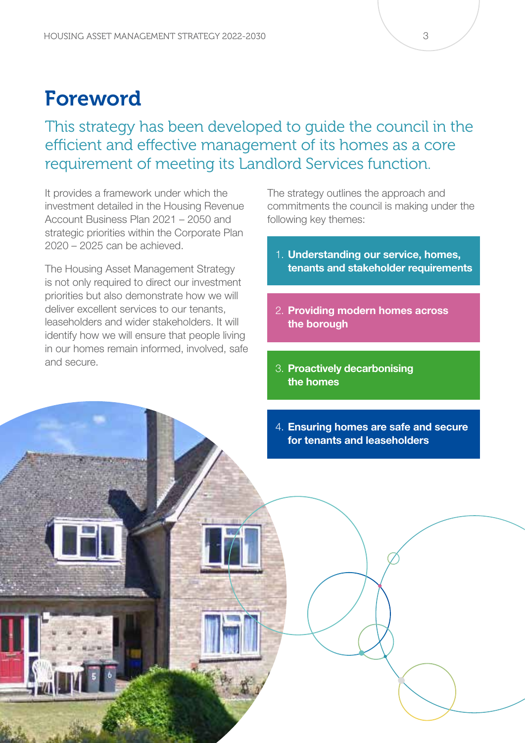# Foreword

## This strategy has been developed to guide the council in the efficient and effective management of its homes as a core requirement of meeting its Landlord Services function.

It provides a framework under which the investment detailed in the Housing Revenue Account Business Plan 2021 – 2050 and strategic priorities within the Corporate Plan 2020 – 2025 can be achieved.

The Housing Asset Management Strategy is not only required to direct our investment priorities but also demonstrate how we will deliver excellent services to our tenants, leaseholders and wider stakeholders. It will identify how we will ensure that people living in our homes remain informed, involved, safe and secure.

The strategy outlines the approach and commitments the council is making under the following key themes:

1. **Understanding our service, homes, tenants and stakeholder requirements**
2. **Providing modern homes across the borough**
3. **Proactively decarbonising the homes**
4. **Ensuring homes are safe and secure for tenants and leaseholders**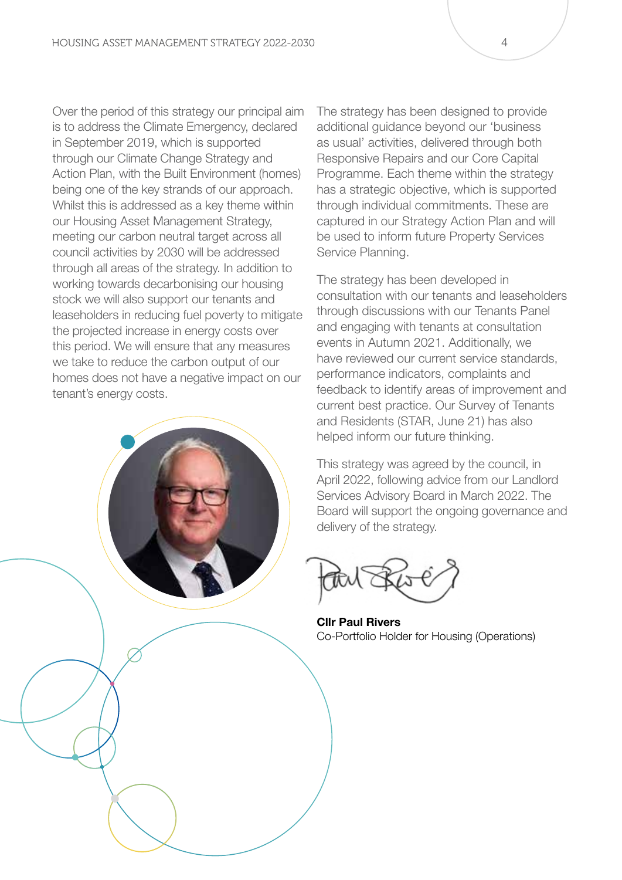Over the period of this strategy our principal aim is to address the Climate Emergency, declared in September 2019, which is supported through our Climate Change Strategy and Action Plan, with the Built Environment (homes) being one of the key strands of our approach. Whilst this is addressed as a key theme within our Housing Asset Management Strategy, meeting our carbon neutral target across all council activities by 2030 will be addressed through all areas of the strategy. In addition to working towards decarbonising our housing stock we will also support our tenants and leaseholders in reducing fuel poverty to mitigate the projected increase in energy costs over this period. We will ensure that any measures we take to reduce the carbon output of our homes does not have a negative impact on our tenant's energy costs.

The strategy has been designed to provide additional guidance beyond our 'business as usual' activities, delivered through both Responsive Repairs and our Core Capital Programme. Each theme within the strategy has a strategic objective, which is supported through individual commitments. These are captured in our Strategy Action Plan and will be used to inform future Property Services Service Planning.

The strategy has been developed in consultation with our tenants and leaseholders through discussions with our Tenants Panel and engaging with tenants at consultation events in Autumn 2021. Additionally, we have reviewed our current service standards, performance indicators, complaints and feedback to identify areas of improvement and current best practice. Our Survey of Tenants and Residents (STAR, June 21) has also helped inform our future thinking.

This strategy was agreed by the council, in April 2022, following advice from our Landlord Services Advisory Board in March 2022. The Board will support the ongoing governance and delivery of the strategy.

**Cllr Paul Rivers**
Co-Portfolio Holder for Housing (Operations)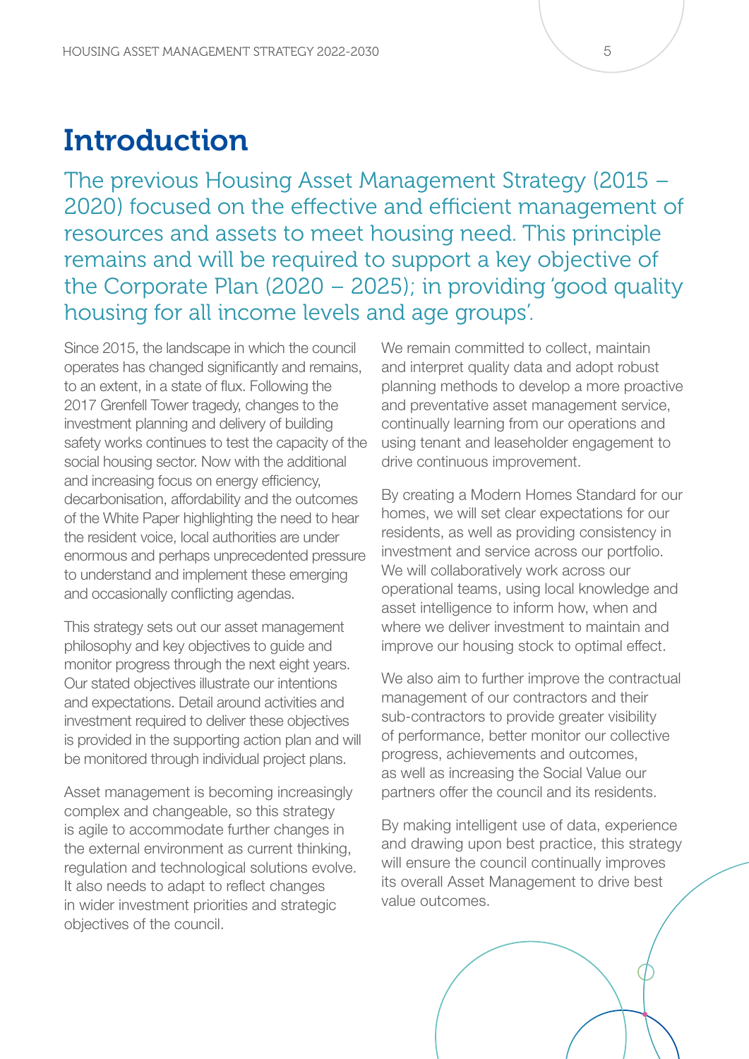# Introduction

The previous Housing Asset Management Strategy (2015 – 2020) focused on the effective and efficient management of resources and assets to meet housing need. This principle remains and will be required to support a key objective of the Corporate Plan (2020 – 2025); in providing 'good quality housing for all income levels and age groups'.

Since 2015, the landscape in which the council operates has changed significantly and remains, to an extent, in a state of flux. Following the 2017 Grenfell Tower tragedy, changes to the investment planning and delivery of building safety works continues to test the capacity of the social housing sector. Now with the additional and increasing focus on energy efficiency, decarbonisation, affordability and the outcomes of the White Paper highlighting the need to hear the resident voice, local authorities are under enormous and perhaps unprecedented pressure to understand and implement these emerging and occasionally conflicting agendas.

This strategy sets out our asset management philosophy and key objectives to guide and monitor progress through the next eight years. Our stated objectives illustrate our intentions and expectations. Detail around activities and investment required to deliver these objectives is provided in the supporting action plan and will be monitored through individual project plans.

Asset management is becoming increasingly complex and changeable, so this strategy is agile to accommodate further changes in the external environment as current thinking, regulation and technological solutions evolve. It also needs to adapt to reflect changes in wider investment priorities and strategic objectives of the council.

We remain committed to collect, maintain and interpret quality data and adopt robust planning methods to develop a more proactive and preventative asset management service, continually learning from our operations and using tenant and leaseholder engagement to drive continuous improvement.

By creating a Modern Homes Standard for our homes, we will set clear expectations for our residents, as well as providing consistency in investment and service across our portfolio. We will collaboratively work across our operational teams, using local knowledge and asset intelligence to inform how, when and where we deliver investment to maintain and improve our housing stock to optimal effect.

We also aim to further improve the contractual management of our contractors and their sub-contractors to provide greater visibility of performance, better monitor our collective progress, achievements and outcomes, as well as increasing the Social Value our partners offer the council and its residents.

By making intelligent use of data, experience and drawing upon best practice, this strategy will ensure the council continually improves its overall Asset Management to drive best value outcomes.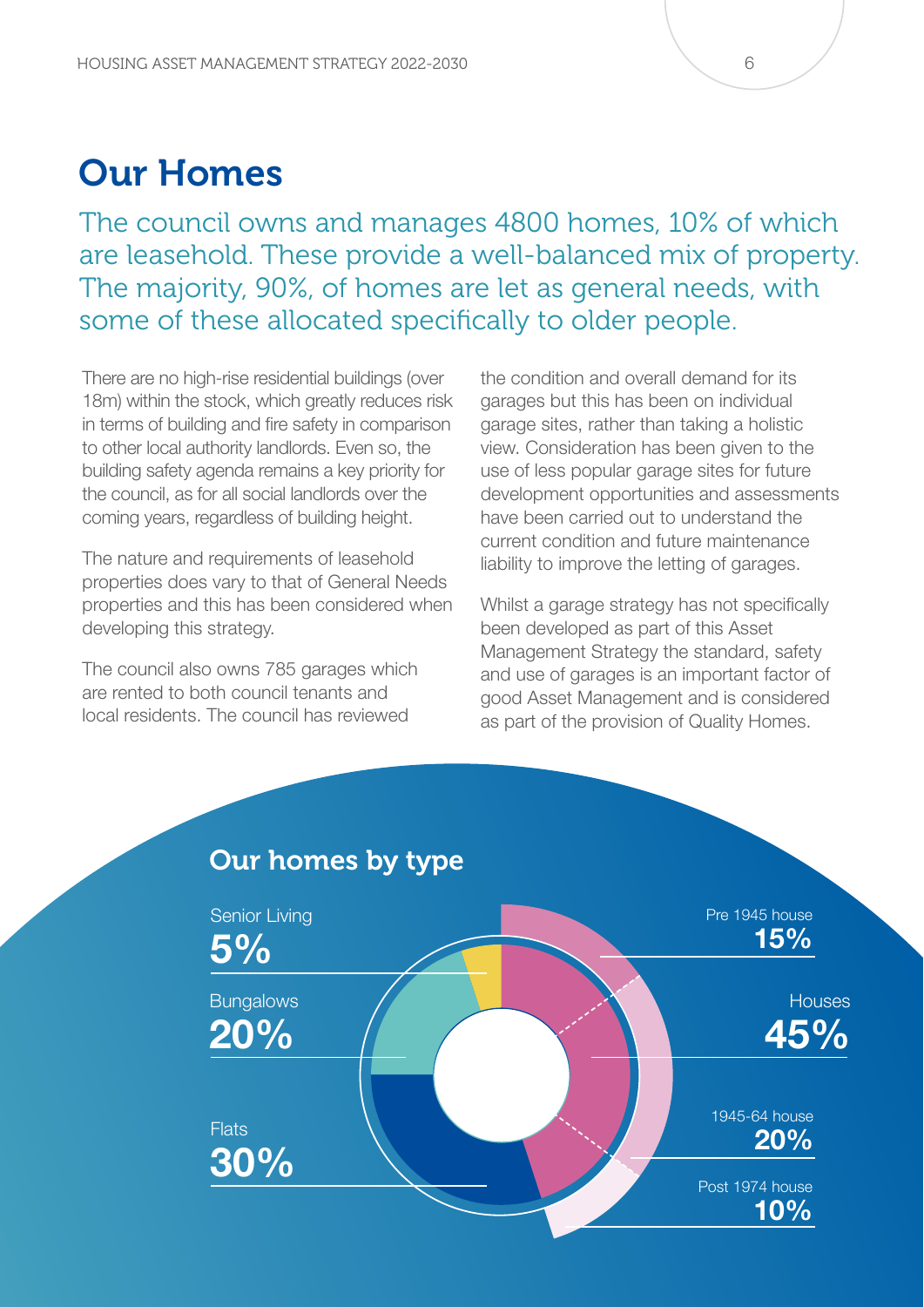# Our Homes

The council owns and manages 4800 homes, 10% of which are leasehold. These provide a well-balanced mix of property. The majority, 90%, of homes are let as general needs, with some of these allocated specifically to older people.

There are no high-rise residential buildings (over 18m) within the stock, which greatly reduces risk in terms of building and fire safety in comparison to other local authority landlords. Even so, the building safety agenda remains a key priority for the council, as for all social landlords over the coming years, regardless of building height.

The nature and requirements of leasehold properties does vary to that of General Needs properties and this has been considered when developing this strategy.

The council also owns 785 garages which are rented to both council tenants and local residents. The council has reviewed the condition and overall demand for its garages but this has been on individual garage sites, rather than taking a holistic view. Consideration has been given to the use of less popular garage sites for future development opportunities and assessments have been carried out to understand the current condition and future maintenance liability to improve the letting of garages.

Whilst a garage strategy has not specifically been developed as part of this Asset Management Strategy the standard, safety and use of garages is an important factor of good Asset Management and is considered as part of the provision of Quality Homes.

## Our homes by type

| Type | Percentage |
| --- | --- |
| Senior Living | 5% |
| Bungalows | 20% |
| Flats | 30% |
| Houses | 45% |
| Pre 1945 house | 15% |
| 1945-64 house | 20% |
| Post 1974 house | 10% |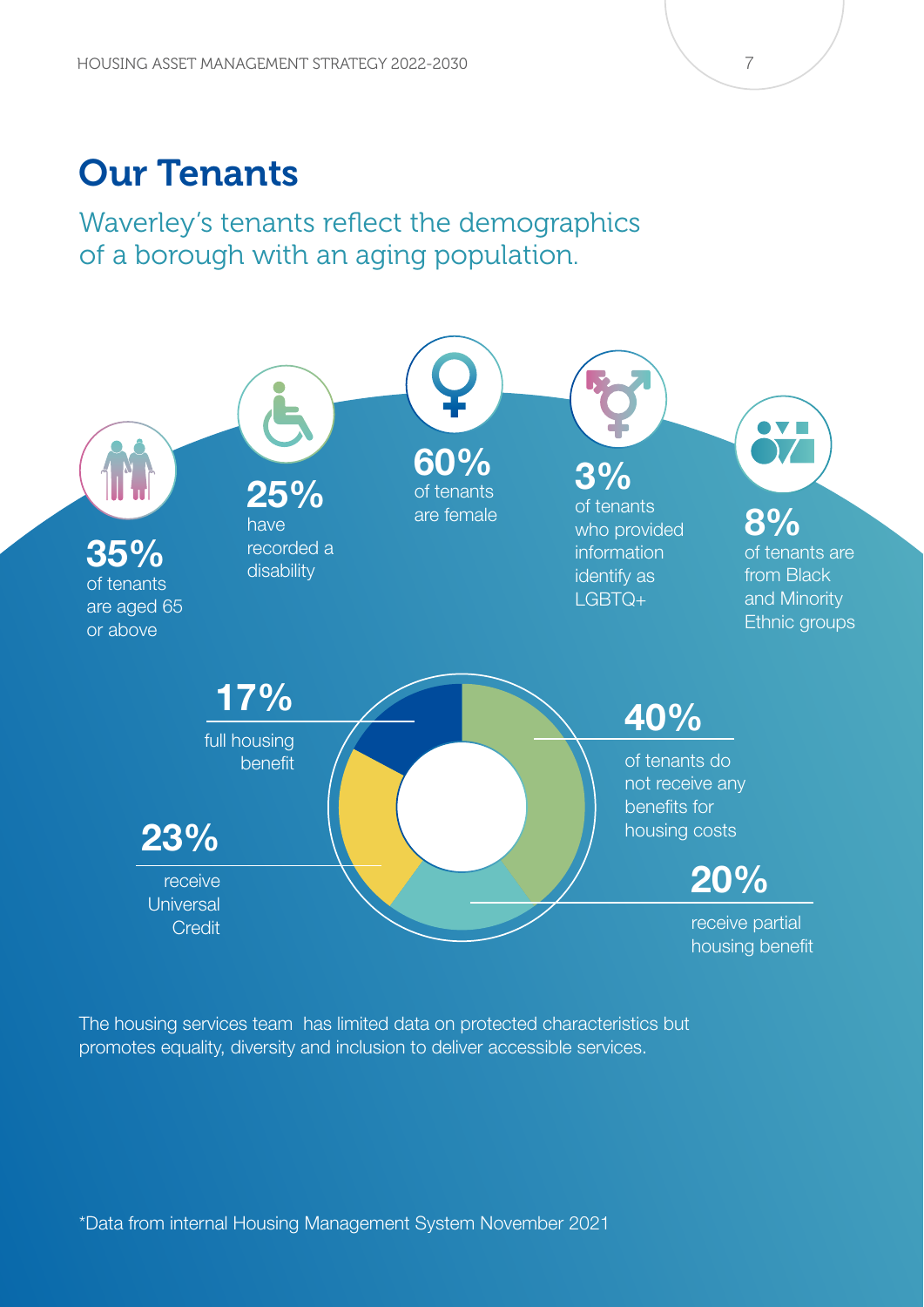# Our Tenants

Waverley's tenants reflect the demographics of a borough with an aging population.

**35%** of tenants are aged 65 or above

**25%** have recorded a disability

**60%** of tenants are female

**3%** of tenants who provided information identify as LGBTQ+

**8%** of tenants are from Black and Minority Ethnic groups

**17%** full housing benefit

**23%** receive Universal Credit

**40%** of tenants do not receive any benefits for housing costs

**20%** receive partial housing benefit

The housing services team has limited data on protected characteristics but promotes equality, diversity and inclusion to deliver accessible services.

*Data from internal Housing Management System November 2021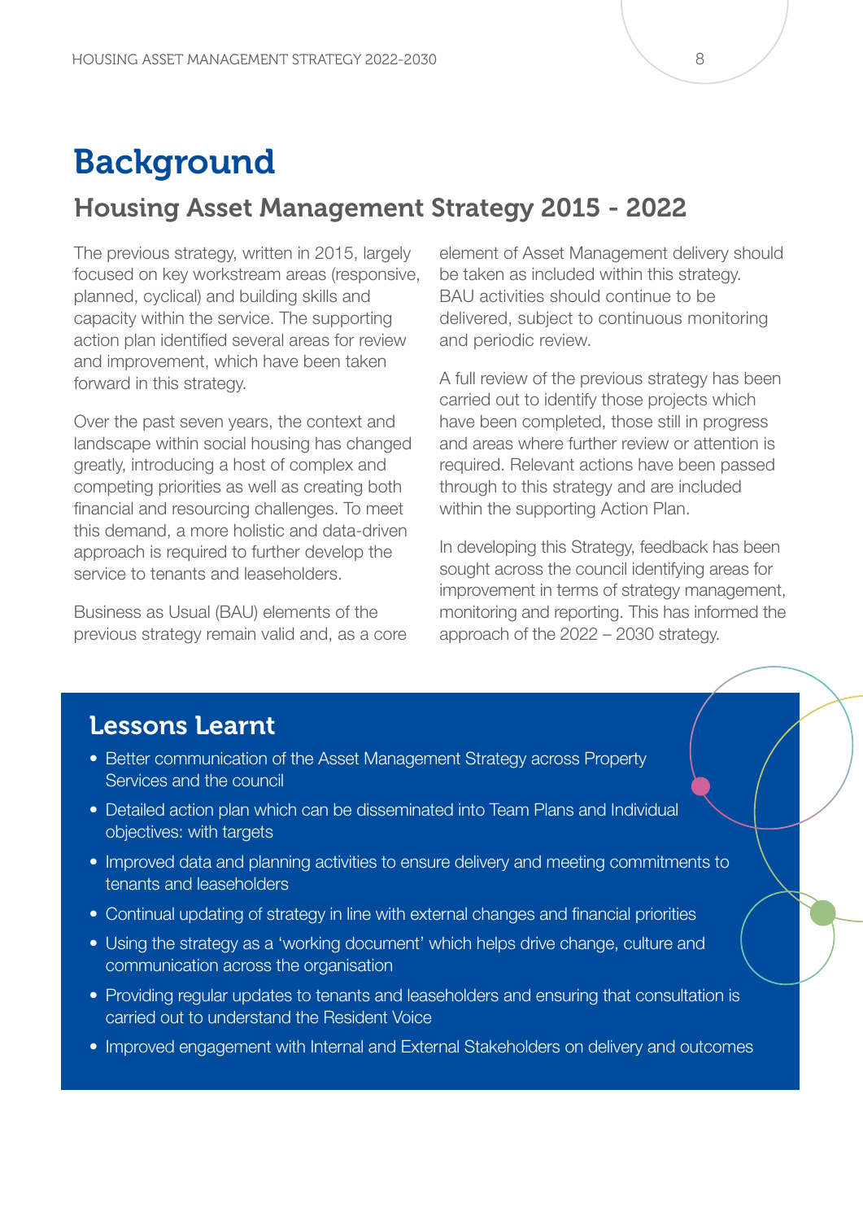# Background

## Housing Asset Management Strategy 2015 - 2022

The previous strategy, written in 2015, largely focused on key workstream areas (responsive, planned, cyclical) and building skills and capacity within the service. The supporting action plan identified several areas for review and improvement, which have been taken forward in this strategy.

Over the past seven years, the context and landscape within social housing has changed greatly, introducing a host of complex and competing priorities as well as creating both financial and resourcing challenges. To meet this demand, a more holistic and data-driven approach is required to further develop the service to tenants and leaseholders.

Business as Usual (BAU) elements of the previous strategy remain valid and, as a core element of Asset Management delivery should be taken as included within this strategy. BAU activities should continue to be delivered, subject to continuous monitoring and periodic review.

A full review of the previous strategy has been carried out to identify those projects which have been completed, those still in progress and areas where further review or attention is required. Relevant actions have been passed through to this strategy and are included within the supporting Action Plan.

In developing this Strategy, feedback has been sought across the council identifying areas for improvement in terms of strategy management, monitoring and reporting. This has informed the approach of the 2022 – 2030 strategy.

### Lessons Learnt

- Better communication of the Asset Management Strategy across Property Services and the council
- Detailed action plan which can be disseminated into Team Plans and Individual objectives: with targets
- Improved data and planning activities to ensure delivery and meeting commitments to tenants and leaseholders
- Continual updating of strategy in line with external changes and financial priorities
- Using the strategy as a 'working document' which helps drive change, culture and communication across the organisation
- Providing regular updates to tenants and leaseholders and ensuring that consultation is carried out to understand the Resident Voice
- Improved engagement with Internal and External Stakeholders on delivery and outcomes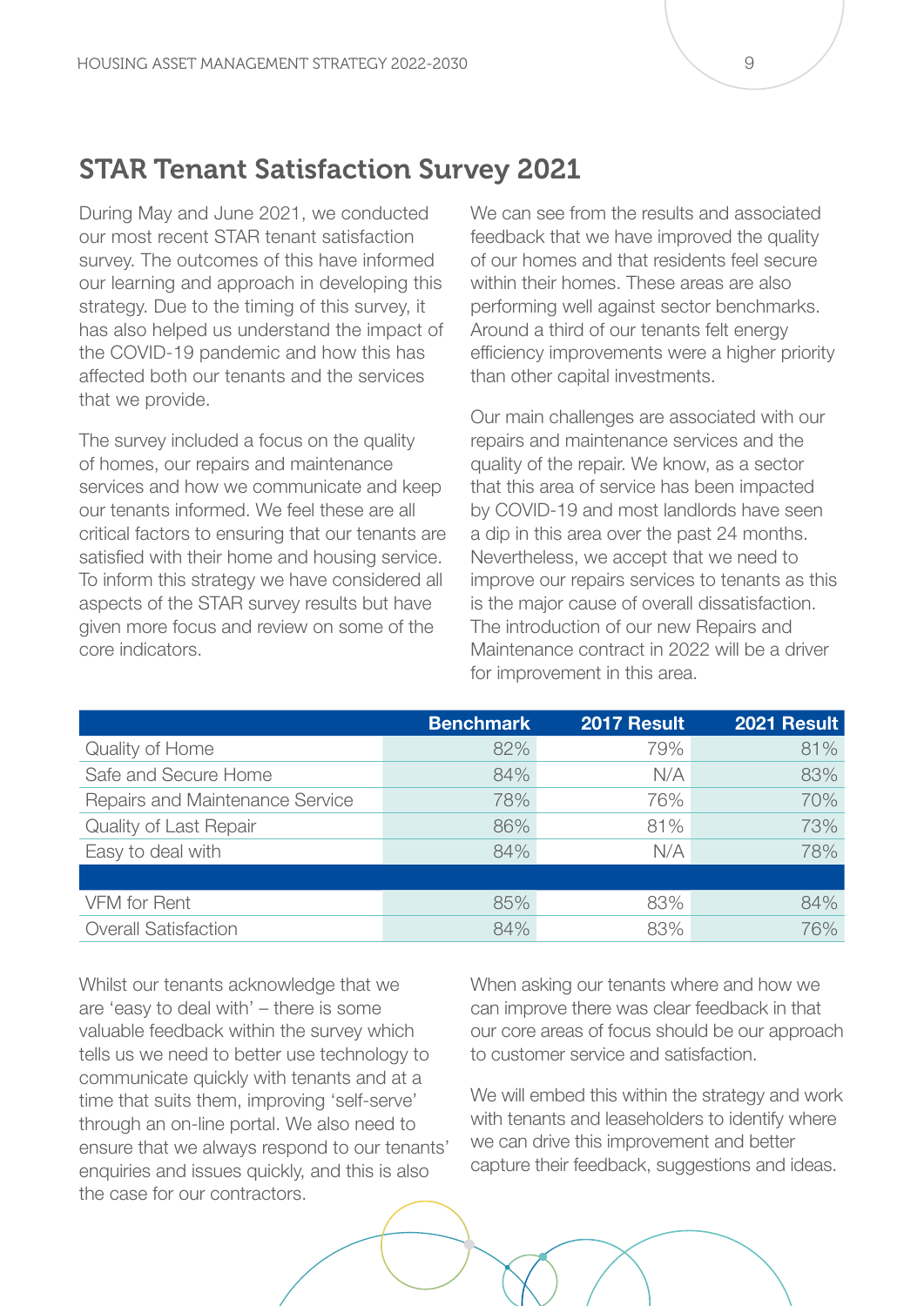## STAR Tenant Satisfaction Survey 2021

During May and June 2021, we conducted our most recent STAR tenant satisfaction survey. The outcomes of this have informed our learning and approach in developing this strategy. Due to the timing of this survey, it has also helped us understand the impact of the COVID-19 pandemic and how this has affected both our tenants and the services that we provide.

The survey included a focus on the quality of homes, our repairs and maintenance services and how we communicate and keep our tenants informed. We feel these are all critical factors to ensuring that our tenants are satisfied with their home and housing service. To inform this strategy we have considered all aspects of the STAR survey results but have given more focus and review on some of the core indicators.

We can see from the results and associated feedback that we have improved the quality of our homes and that residents feel secure within their homes. These areas are also performing well against sector benchmarks. Around a third of our tenants felt energy efficiency improvements were a higher priority than other capital investments.

Our main challenges are associated with our repairs and maintenance services and the quality of the repair. We know, as a sector that this area of service has been impacted by COVID-19 and most landlords have seen a dip in this area over the past 24 months. Nevertheless, we accept that we need to improve our repairs services to tenants as this is the major cause of overall dissatisfaction. The introduction of our new Repairs and Maintenance contract in 2022 will be a driver for improvement in this area.

| | Benchmark | 2017 Result | 2021 Result |
|---|---|---|---|
| Quality of Home | 82% | 79% | 81% |
| Safe and Secure Home | 84% | N/A | 83% |
| Repairs and Maintenance Service | 78% | 76% | 70% |
| Quality of Last Repair | 86% | 81% | 73% |
| Easy to deal with | 84% | N/A | 78% |
| | | | |
| VFM for Rent | 85% | 83% | 84% |
| Overall Satisfaction | 84% | 83% | 76% |

Whilst our tenants acknowledge that we are 'easy to deal with' – there is some valuable feedback within the survey which tells us we need to better use technology to communicate quickly with tenants and at a time that suits them, improving 'self-serve' through an on-line portal. We also need to ensure that we always respond to our tenants' enquiries and issues quickly, and this is also the case for our contractors.

When asking our tenants where and how we can improve there was clear feedback in that our core areas of focus should be our approach to customer service and satisfaction.

We will embed this within the strategy and work with tenants and leaseholders to identify where we can drive this improvement and better capture their feedback, suggestions and ideas.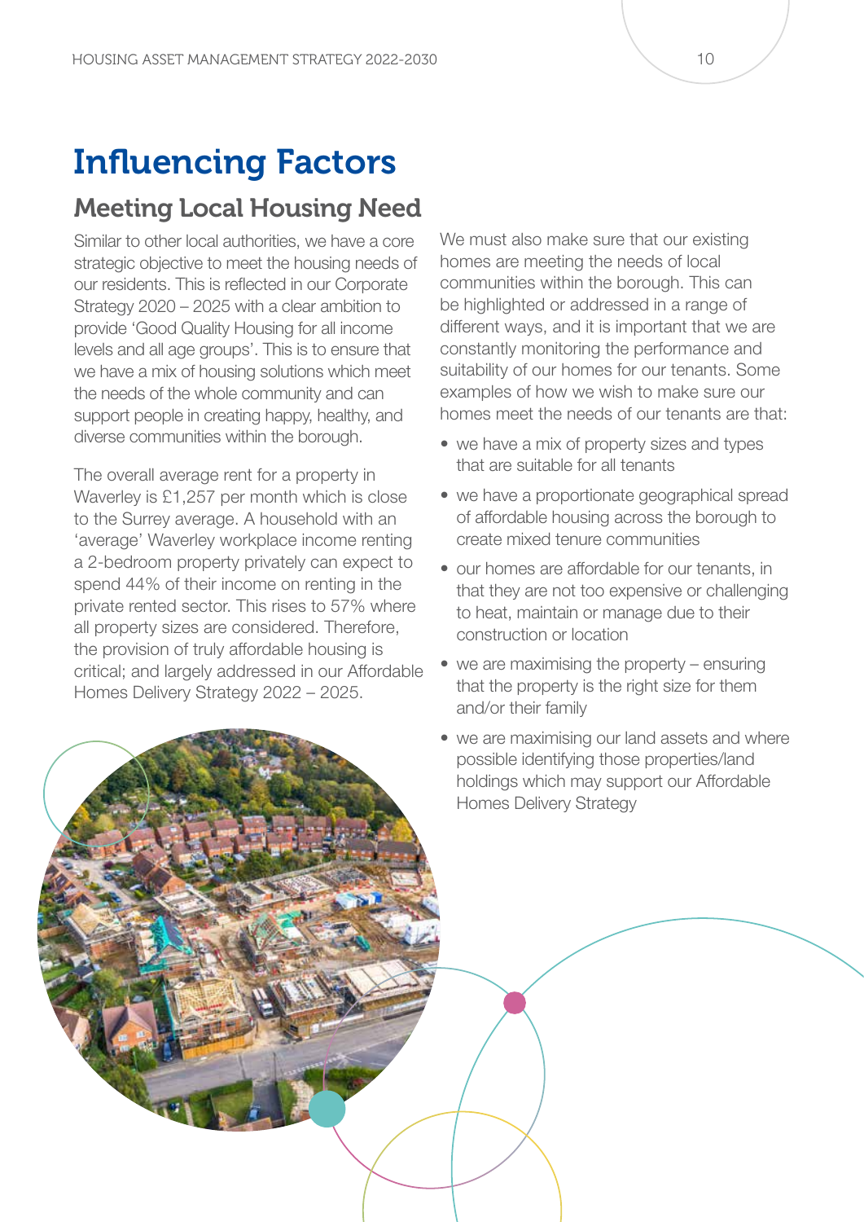# Influencing Factors

## Meeting Local Housing Need

Similar to other local authorities, we have a core strategic objective to meet the housing needs of our residents. This is reflected in our Corporate Strategy 2020 – 2025 with a clear ambition to provide 'Good Quality Housing for all income levels and all age groups'. This is to ensure that we have a mix of housing solutions which meet the needs of the whole community and can support people in creating happy, healthy, and diverse communities within the borough.

The overall average rent for a property in Waverley is £1,257 per month which is close to the Surrey average. A household with an 'average' Waverley workplace income renting a 2-bedroom property privately can expect to spend 44% of their income on renting in the private rented sector. This rises to 57% where all property sizes are considered. Therefore, the provision of truly affordable housing is critical; and largely addressed in our Affordable Homes Delivery Strategy 2022 – 2025.

We must also make sure that our existing homes are meeting the needs of local communities within the borough. This can be highlighted or addressed in a range of different ways, and it is important that we are constantly monitoring the performance and suitability of our homes for our tenants. Some examples of how we wish to make sure our homes meet the needs of our tenants are that:

- we have a mix of property sizes and types that are suitable for all tenants
- we have a proportionate geographical spread of affordable housing across the borough to create mixed tenure communities
- our homes are affordable for our tenants, in that they are not too expensive or challenging to heat, maintain or manage due to their construction or location
- we are maximising the property – ensuring that the property is the right size for them and/or their family
- we are maximising our land assets and where possible identifying those properties/land holdings which may support our Affordable Homes Delivery Strategy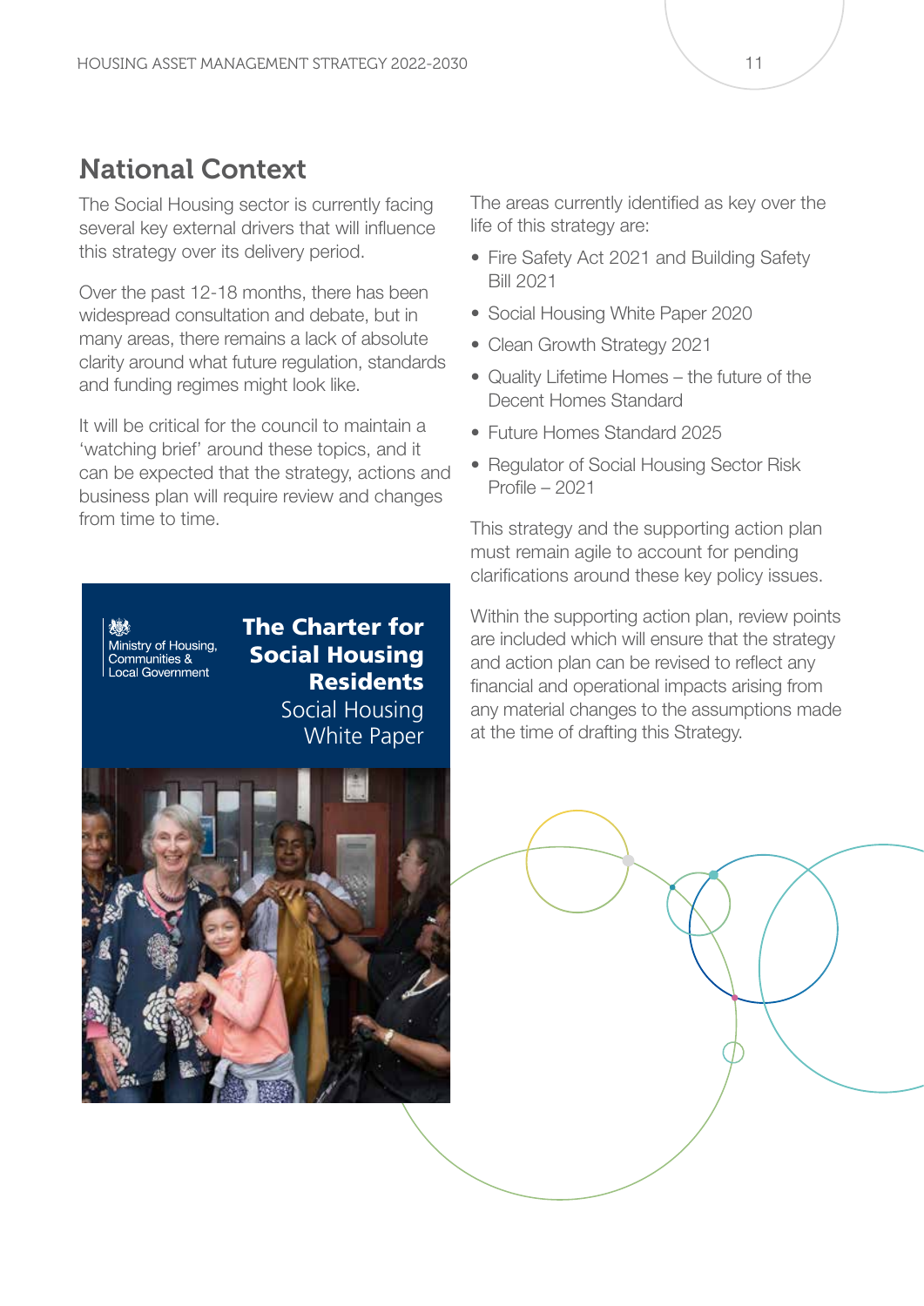## National Context

The Social Housing sector is currently facing several key external drivers that will influence this strategy over its delivery period.

Over the past 12-18 months, there has been widespread consultation and debate, but in many areas, there remains a lack of absolute clarity around what future regulation, standards and funding regimes might look like.

It will be critical for the council to maintain a 'watching brief' around these topics, and it can be expected that the strategy, actions and business plan will require review and changes from time to time.

The areas currently identified as key over the life of this strategy are:

- Fire Safety Act 2021 and Building Safety Bill 2021
- Social Housing White Paper 2020
- Clean Growth Strategy 2021
- Quality Lifetime Homes – the future of the Decent Homes Standard
- Future Homes Standard 2025
- Regulator of Social Housing Sector Risk Profile – 2021

This strategy and the supporting action plan must remain agile to account for pending clarifications around these key policy issues.

Within the supporting action plan, review points are included which will ensure that the strategy and action plan can be revised to reflect any financial and operational impacts arising from any material changes to the assumptions made at the time of drafting this Strategy.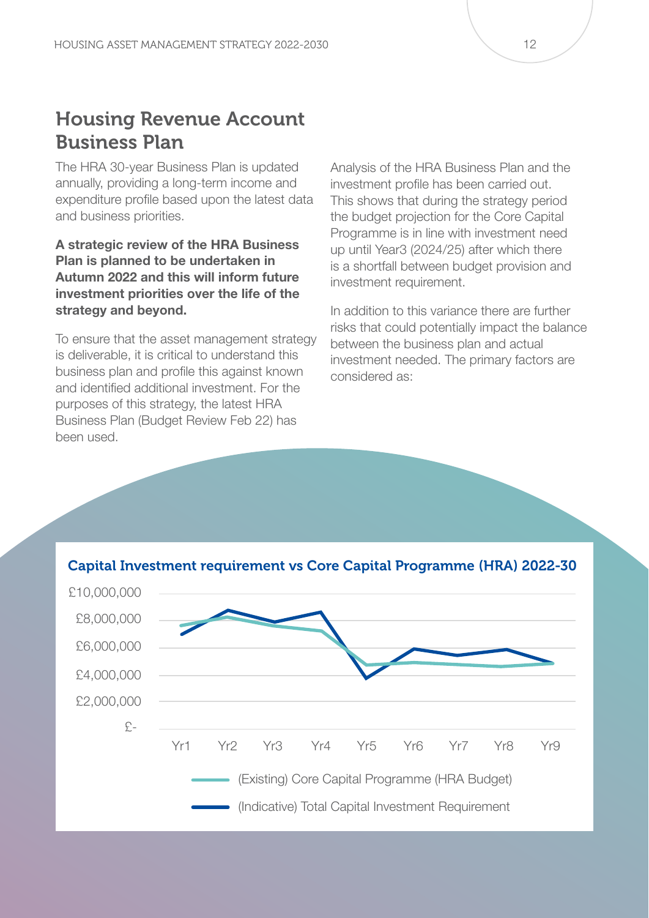## Housing Revenue Account Business Plan

The HRA 30-year Business Plan is updated annually, providing a long-term income and expenditure profile based upon the latest data and business priorities.

**A strategic review of the HRA Business Plan is planned to be undertaken in Autumn 2022 and this will inform future investment priorities over the life of the strategy and beyond.**

To ensure that the asset management strategy is deliverable, it is critical to understand this business plan and profile this against known and identified additional investment. For the purposes of this strategy, the latest HRA Business Plan (Budget Review Feb 22) has been used.

Analysis of the HRA Business Plan and the investment profile has been carried out. This shows that during the strategy period the budget projection for the Core Capital Programme is in line with investment need up until Year3 (2024/25) after which there is a shortfall between budget provision and investment requirement.

In addition to this variance there are further risks that could potentially impact the balance between the business plan and actual investment needed. The primary factors are considered as:

**Capital Investment requirement vs Core Capital Programme (HRA) 2022-30**

£10,000,000
£8,000,000
£6,000,000
£4,000,000
£2,000,000
£-

Yr1 Yr2 Yr3 Yr4 Yr5 Yr6 Yr7 Yr8 Yr9

(Existing) Core Capital Programme (HRA Budget)

(Indicative) Total Capital Investment Requirement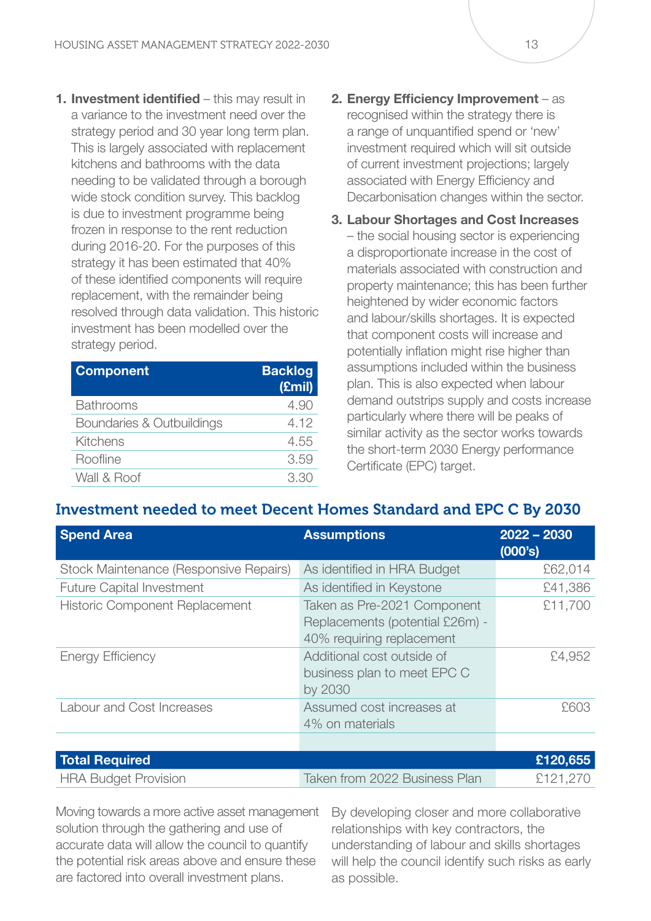1. **Investment identified** – this may result in a variance to the investment need over the strategy period and 30 year long term plan. This is largely associated with replacement kitchens and bathrooms with the data needing to be validated through a borough wide stock condition survey. This backlog is due to investment programme being frozen in response to the rent reduction during 2016-20. For the purposes of this strategy it has been estimated that 40% of these identified components will require replacement, with the remainder being resolved through data validation. This historic investment has been modelled over the strategy period.

| Component | Backlog (£mil) |
|---|---|
| Bathrooms | 4.90 |
| Boundaries & Outbuildings | 4.12 |
| Kitchens | 4.55 |
| Roofline | 3.59 |
| Wall & Roof | 3.30 |

2. **Energy Efficiency Improvement** – as recognised within the strategy there is a range of unquantified spend or 'new' investment required which will sit outside of current investment projections; largely associated with Energy Efficiency and Decarbonisation changes within the sector.

3. **Labour Shortages and Cost Increases** – the social housing sector is experiencing a disproportionate increase in the cost of materials associated with construction and property maintenance; this has been further heightened by wider economic factors and labour/skills shortages. It is expected that component costs will increase and potentially inflation might rise higher than assumptions included within the business plan. This is also expected when labour demand outstrips supply and costs increase particularly where there will be peaks of similar activity as the sector works towards the short-term 2030 Energy performance Certificate (EPC) target.

## Investment needed to meet Decent Homes Standard and EPC C By 2030

| Spend Area | Assumptions | 2022 – 2030 (000's) |
|---|---|---|
| Stock Maintenance (Responsive Repairs) | As identified in HRA Budget | £62,014 |
| Future Capital Investment | As identified in Keystone | £41,386 |
| Historic Component Replacement | Taken as Pre-2021 Component Replacements (potential £26m) - 40% requiring replacement | £11,700 |
| Energy Efficiency | Additional cost outside of business plan to meet EPC C by 2030 | £4,952 |
| Labour and Cost Increases | Assumed cost increases at 4% on materials | £603 |
| **Total Required** | | **£120,655** |
| HRA Budget Provision | Taken from 2022 Business Plan | £121,270 |

Moving towards a more active asset management solution through the gathering and use of accurate data will allow the council to quantify the potential risk areas above and ensure these are factored into overall investment plans.

By developing closer and more collaborative relationships with key contractors, the understanding of labour and skills shortages will help the council identify such risks as early as possible.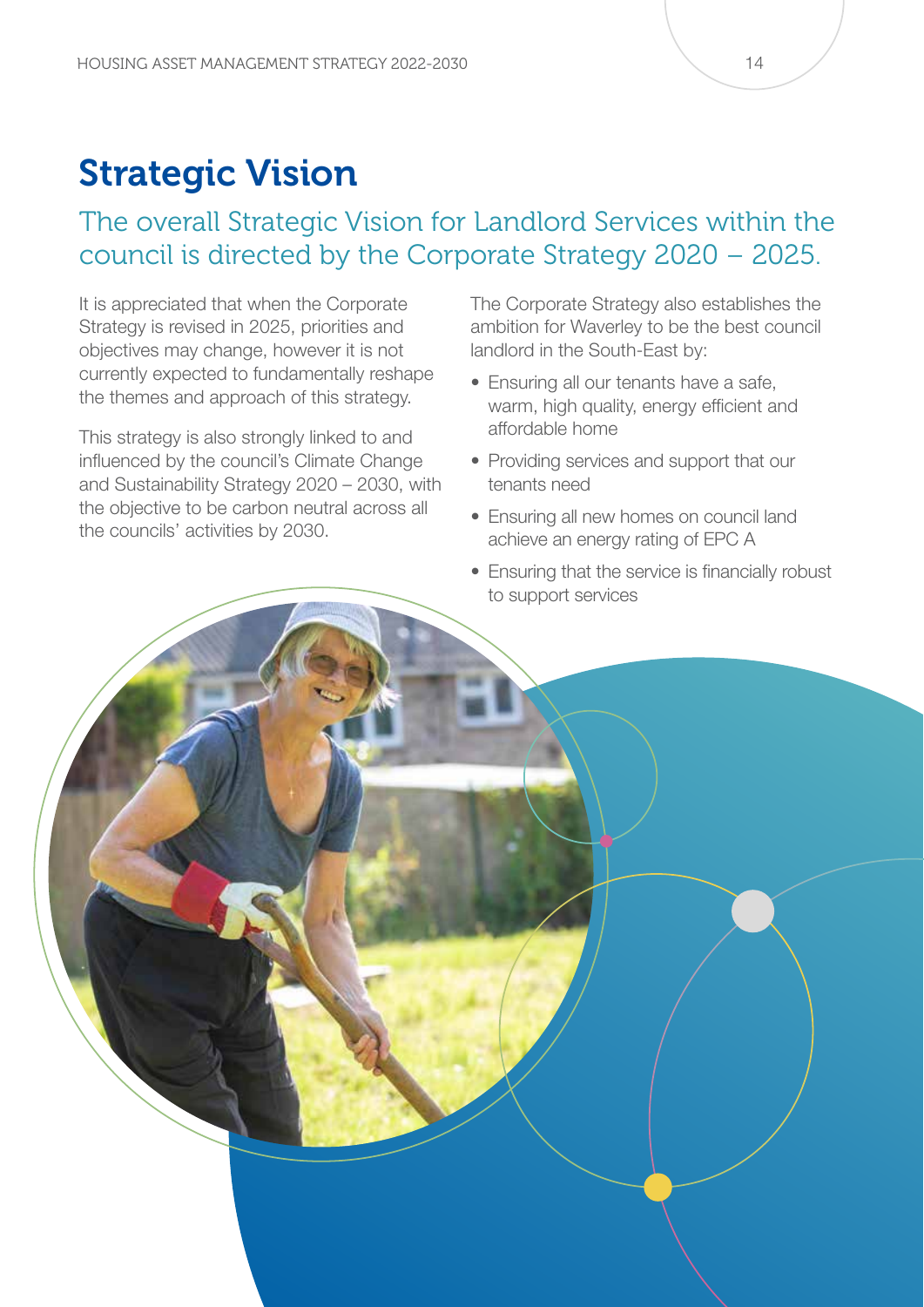# Strategic Vision

## The overall Strategic Vision for Landlord Services within the council is directed by the Corporate Strategy 2020 – 2025.

It is appreciated that when the Corporate Strategy is revised in 2025, priorities and objectives may change, however it is not currently expected to fundamentally reshape the themes and approach of this strategy.

This strategy is also strongly linked to and influenced by the council's Climate Change and Sustainability Strategy 2020 – 2030, with the objective to be carbon neutral across all the councils' activities by 2030.

The Corporate Strategy also establishes the ambition for Waverley to be the best council landlord in the South-East by:

- Ensuring all our tenants have a safe, warm, high quality, energy efficient and affordable home
- Providing services and support that our tenants need
- Ensuring all new homes on council land achieve an energy rating of EPC A
- Ensuring that the service is financially robust to support services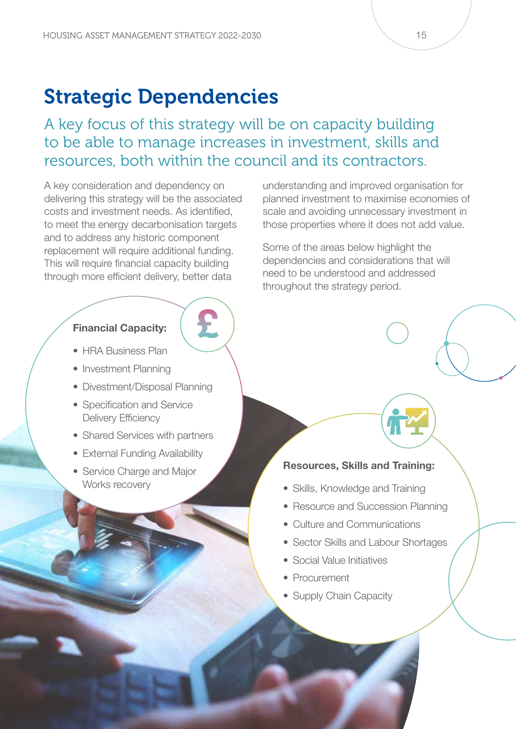# Strategic Dependencies

A key focus of this strategy will be on capacity building to be able to manage increases in investment, skills and resources, both within the council and its contractors.

A key consideration and dependency on delivering this strategy will be the associated costs and investment needs. As identified, to meet the energy decarbonisation targets and to address any historic component replacement will require additional funding. This will require financial capacity building through more efficient delivery, better data understanding and improved organisation for planned investment to maximise economies of scale and avoiding unnecessary investment in those properties where it does not add value.

Some of the areas below highlight the dependencies and considerations that will need to be understood and addressed throughout the strategy period.

**Financial Capacity:**

- HRA Business Plan
- Investment Planning
- Divestment/Disposal Planning
- Specification and Service Delivery Efficiency
- Shared Services with partners
- External Funding Availability
- Service Charge and Major Works recovery

**Resources, Skills and Training:**

- Skills, Knowledge and Training
- Resource and Succession Planning
- Culture and Communications
- Sector Skills and Labour Shortages
- Social Value Initiatives
- Procurement
- Supply Chain Capacity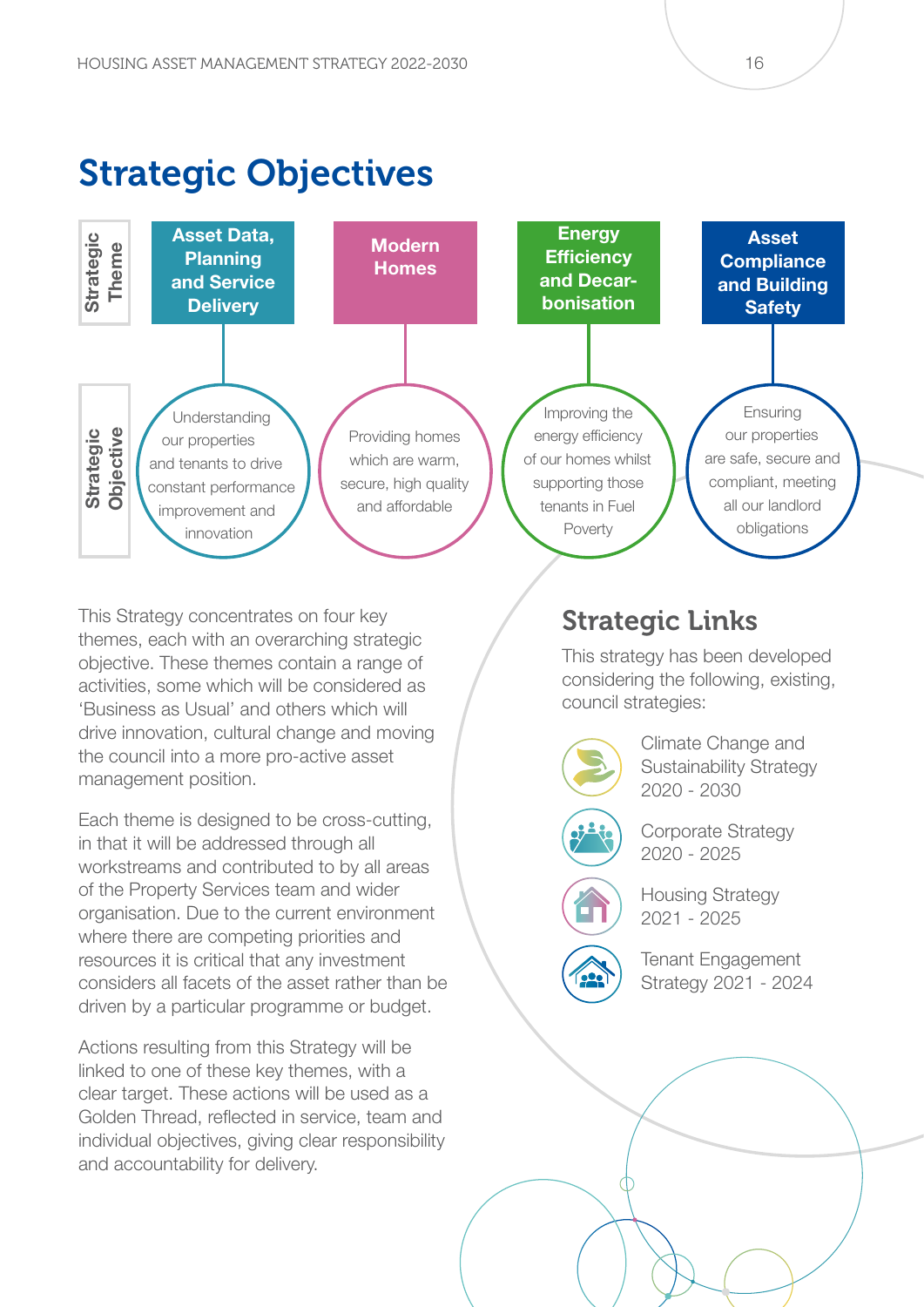# Strategic Objectives

| Strategic Theme | Asset Data, Planning and Service Delivery | Modern Homes | Energy Efficiency and Decarbonisation | Asset Compliance and Building Safety |
|---|---|---|---|---|
| Strategic Objective | Understanding our properties and tenants to drive constant performance improvement and innovation | Providing homes which are warm, secure, high quality and affordable | Improving the energy efficiency of our homes whilst supporting those tenants in Fuel Poverty | Ensuring our properties are safe, secure and compliant, meeting all our landlord obligations |

This Strategy concentrates on four key themes, each with an overarching strategic objective. These themes contain a range of activities, some which will be considered as 'Business as Usual' and others which will drive innovation, cultural change and moving the council into a more pro-active asset management position.

Each theme is designed to be cross-cutting, in that it will be addressed through all workstreams and contributed to by all areas of the Property Services team and wider organisation. Due to the current environment where there are competing priorities and resources it is critical that any investment considers all facets of the asset rather than be driven by a particular programme or budget.

Actions resulting from this Strategy will be linked to one of these key themes, with a clear target. These actions will be used as a Golden Thread, reflected in service, team and individual objectives, giving clear responsibility and accountability for delivery.

## Strategic Links

This strategy has been developed considering the following, existing, council strategies:

- Climate Change and Sustainability Strategy 2020 - 2030
- Corporate Strategy 2020 - 2025
- Housing Strategy 2021 - 2025
- Tenant Engagement Strategy 2021 - 2024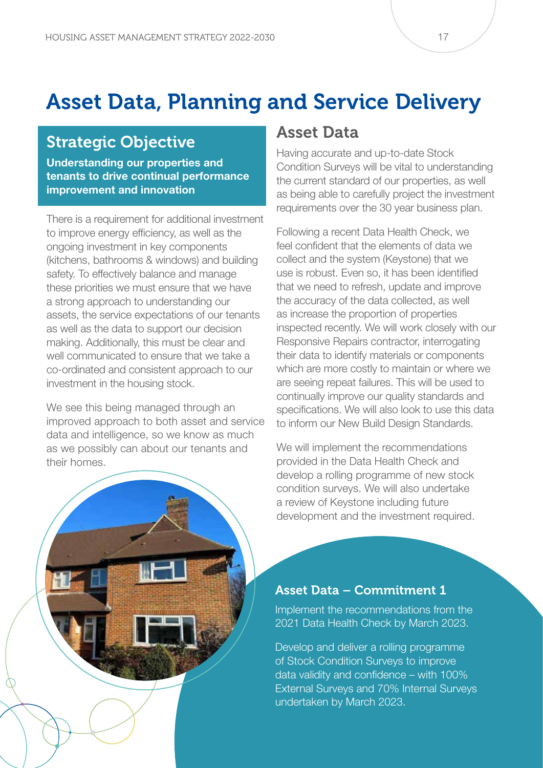# Asset Data, Planning and Service Delivery

## Strategic Objective

**Understanding our properties and tenants to drive continual performance improvement and innovation**

There is a requirement for additional investment to improve energy efficiency, as well as the ongoing investment in key components (kitchens, bathrooms & windows) and building safety. To effectively balance and manage these priorities we must ensure that we have a strong approach to understanding our assets, the service expectations of our tenants as well as the data to support our decision making. Additionally, this must be clear and well communicated to ensure that we take a co-ordinated and consistent approach to our investment in the housing stock.

We see this being managed through an improved approach to both asset and service data and intelligence, so we know as much as we possibly can about our tenants and their homes.

## Asset Data

Having accurate and up-to-date Stock Condition Surveys will be vital to understanding the current standard of our properties, as well as being able to carefully project the investment requirements over the 30 year business plan.

Following a recent Data Health Check, we feel confident that the elements of data we collect and the system (Keystone) that we use is robust. Even so, it has been identified that we need to refresh, update and improve the accuracy of the data collected, as well as increase the proportion of properties inspected recently. We will work closely with our Responsive Repairs contractor, interrogating their data to identify materials or components which are more costly to maintain or where we are seeing repeat failures. This will be used to continually improve our quality standards and specifications. We will also look to use this data to inform our New Build Design Standards.

We will implement the recommendations provided in the Data Health Check and develop a rolling programme of new stock condition surveys. We will also undertake a review of Keystone including future development and the investment required.

### Asset Data – Commitment 1

Implement the recommendations from the 2021 Data Health Check by March 2023.

Develop and deliver a rolling programme of Stock Condition Surveys to improve data validity and confidence – with 100% External Surveys and 70% Internal Surveys undertaken by March 2023.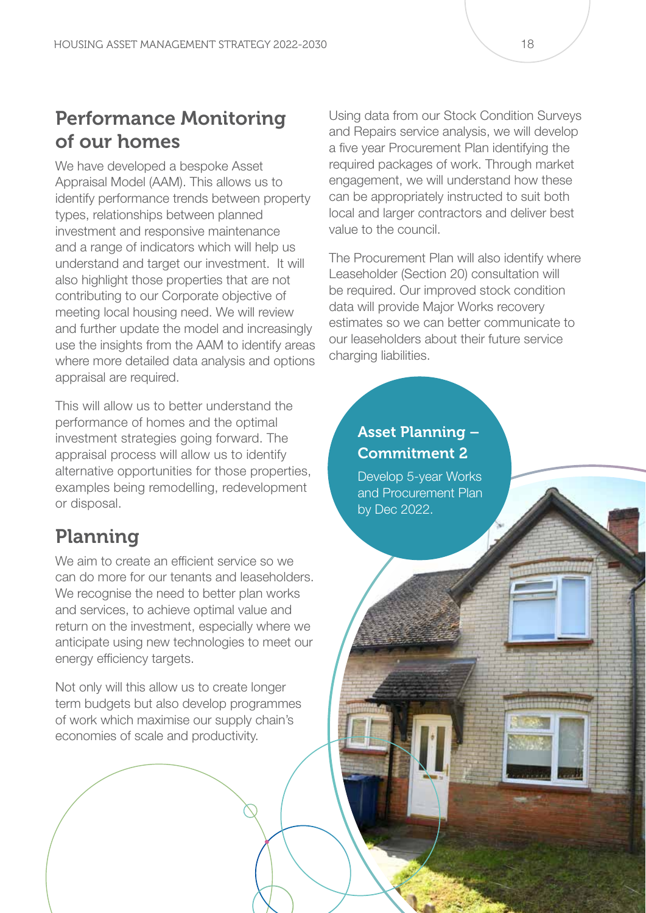## Performance Monitoring of our homes

We have developed a bespoke Asset Appraisal Model (AAM). This allows us to identify performance trends between property types, relationships between planned investment and responsive maintenance and a range of indicators which will help us understand and target our investment. It will also highlight those properties that are not contributing to our Corporate objective of meeting local housing need. We will review and further update the model and increasingly use the insights from the AAM to identify areas where more detailed data analysis and options appraisal are required.

This will allow us to better understand the performance of homes and the optimal investment strategies going forward. The appraisal process will allow us to identify alternative opportunities for those properties, examples being remodelling, redevelopment or disposal.

## Planning

We aim to create an efficient service so we can do more for our tenants and leaseholders. We recognise the need to better plan works and services, to achieve optimal value and return on the investment, especially where we anticipate using new technologies to meet our energy efficiency targets.

Not only will this allow us to create longer term budgets but also develop programmes of work which maximise our supply chain's economies of scale and productivity.

Using data from our Stock Condition Surveys and Repairs service analysis, we will develop a five year Procurement Plan identifying the required packages of work. Through market engagement, we will understand how these can be appropriately instructed to suit both local and larger contractors and deliver best value to the council.

The Procurement Plan will also identify where Leaseholder (Section 20) consultation will be required. Our improved stock condition data will provide Major Works recovery estimates so we can better communicate to our leaseholders about their future service charging liabilities.

### Asset Planning – Commitment 2

Develop 5-year Works and Procurement Plan by Dec 2022.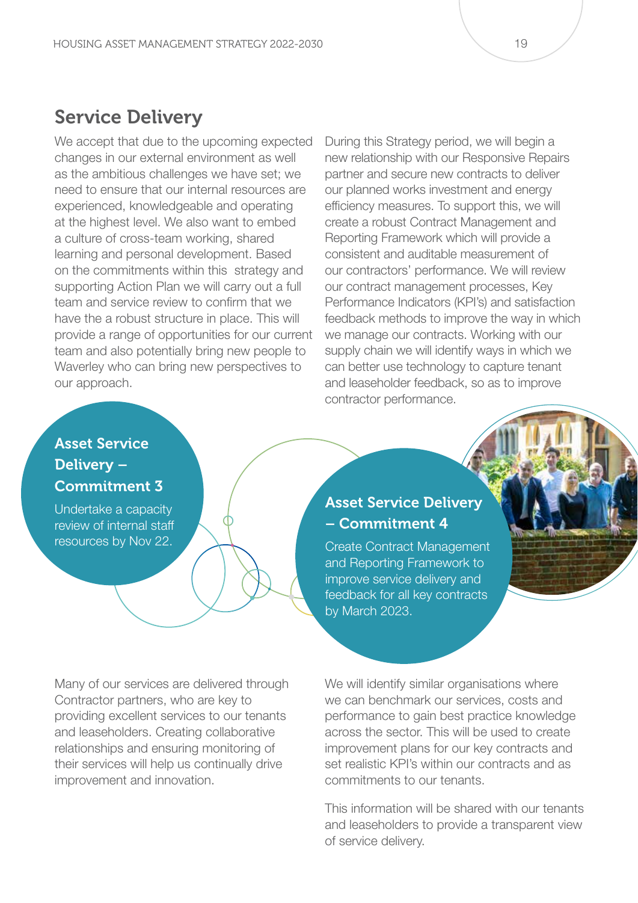## Service Delivery

We accept that due to the upcoming expected changes in our external environment as well as the ambitious challenges we have set; we need to ensure that our internal resources are experienced, knowledgeable and operating at the highest level. We also want to embed a culture of cross-team working, shared learning and personal development. Based on the commitments within this strategy and supporting Action Plan we will carry out a full team and service review to confirm that we have the a robust structure in place. This will provide a range of opportunities for our current team and also potentially bring new people to Waverley who can bring new perspectives to our approach.

During this Strategy period, we will begin a new relationship with our Responsive Repairs partner and secure new contracts to deliver our planned works investment and energy efficiency measures. To support this, we will create a robust Contract Management and Reporting Framework which will provide a consistent and auditable measurement of our contractors' performance. We will review our contract management processes, Key Performance Indicators (KPI's) and satisfaction feedback methods to improve the way in which we manage our contracts. Working with our supply chain we will identify ways in which we can better use technology to capture tenant and leaseholder feedback, so as to improve contractor performance.

### Asset Service Delivery – Commitment 3

Undertake a capacity review of internal staff resources by Nov 22.

### Asset Service Delivery – Commitment 4

Create Contract Management and Reporting Framework to improve service delivery and feedback for all key contracts by March 2023.

Many of our services are delivered through Contractor partners, who are key to providing excellent services to our tenants and leaseholders. Creating collaborative relationships and ensuring monitoring of their services will help us continually drive improvement and innovation.

We will identify similar organisations where we can benchmark our services, costs and performance to gain best practice knowledge across the sector. This will be used to create improvement plans for our key contracts and set realistic KPI's within our contracts and as commitments to our tenants.

This information will be shared with our tenants and leaseholders to provide a transparent view of service delivery.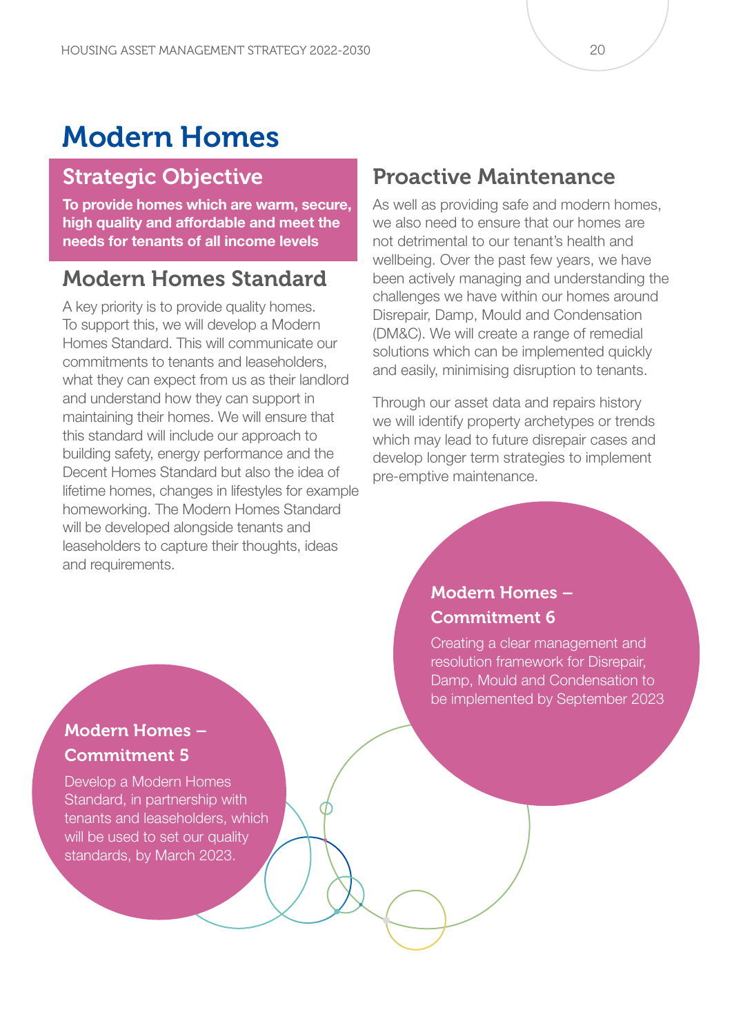# Modern Homes

## Strategic Objective

**To provide homes which are warm, secure, high quality and affordable and meet the needs for tenants of all income levels**

## Modern Homes Standard

A key priority is to provide quality homes. To support this, we will develop a Modern Homes Standard. This will communicate our commitments to tenants and leaseholders, what they can expect from us as their landlord and understand how they can support in maintaining their homes. We will ensure that this standard will include our approach to building safety, energy performance and the Decent Homes Standard but also the idea of lifetime homes, changes in lifestyles for example homeworking. The Modern Homes Standard will be developed alongside tenants and leaseholders to capture their thoughts, ideas and requirements.

## Proactive Maintenance

As well as providing safe and modern homes, we also need to ensure that our homes are not detrimental to our tenant's health and wellbeing. Over the past few years, we have been actively managing and understanding the challenges we have within our homes around Disrepair, Damp, Mould and Condensation (DM&C). We will create a range of remedial solutions which can be implemented quickly and easily, minimising disruption to tenants.

Through our asset data and repairs history we will identify property archetypes or trends which may lead to future disrepair cases and develop longer term strategies to implement pre-emptive maintenance.

### Modern Homes – Commitment 6

Creating a clear management and resolution framework for Disrepair, Damp, Mould and Condensation to be implemented by September 2023

### Modern Homes – Commitment 5

Develop a Modern Homes Standard, in partnership with tenants and leaseholders, which will be used to set our quality standards, by March 2023.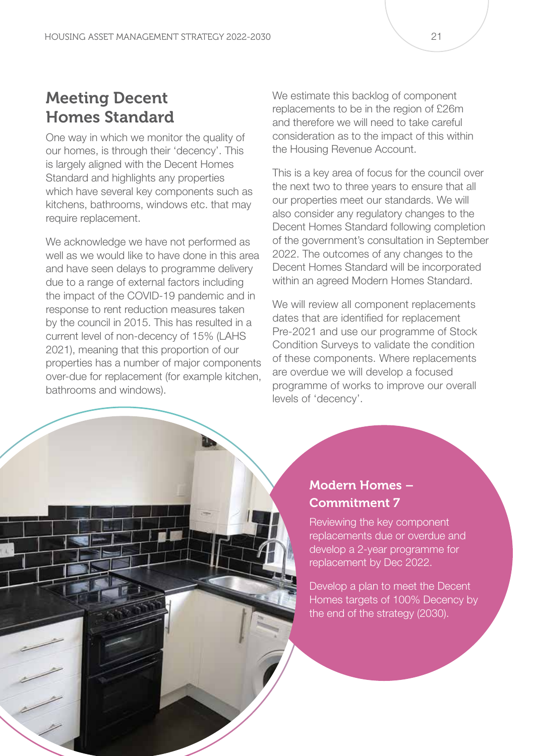## Meeting Decent Homes Standard

One way in which we monitor the quality of our homes, is through their 'decency'. This is largely aligned with the Decent Homes Standard and highlights any properties which have several key components such as kitchens, bathrooms, windows etc. that may require replacement.

We acknowledge we have not performed as well as we would like to have done in this area and have seen delays to programme delivery due to a range of external factors including the impact of the COVID-19 pandemic and in response to rent reduction measures taken by the council in 2015. This has resulted in a current level of non-decency of 15% (LAHS 2021), meaning that this proportion of our properties has a number of major components over-due for replacement (for example kitchen, bathrooms and windows).

We estimate this backlog of component replacements to be in the region of £26m and therefore we will need to take careful consideration as to the impact of this within the Housing Revenue Account.

This is a key area of focus for the council over the next two to three years to ensure that all our properties meet our standards. We will also consider any regulatory changes to the Decent Homes Standard following completion of the government's consultation in September 2022. The outcomes of any changes to the Decent Homes Standard will be incorporated within an agreed Modern Homes Standard.

We will review all component replacements dates that are identified for replacement Pre-2021 and use our programme of Stock Condition Surveys to validate the condition of these components. Where replacements are overdue we will develop a focused programme of works to improve our overall levels of 'decency'.

### Modern Homes – Commitment 7

Reviewing the key component replacements due or overdue and develop a 2-year programme for replacement by Dec 2022.

Develop a plan to meet the Decent Homes targets of 100% Decency by the end of the strategy (2030).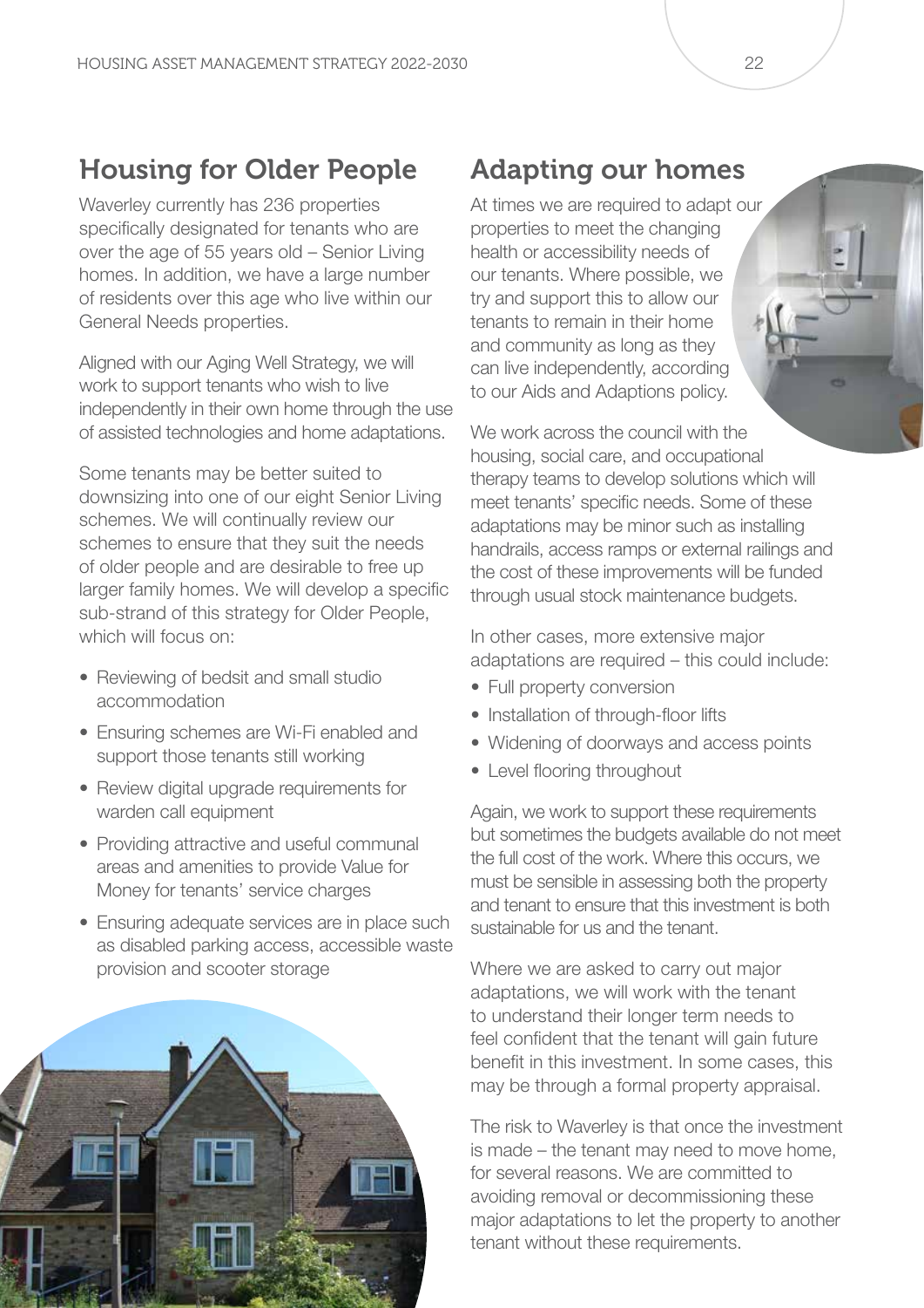## Housing for Older People

Waverley currently has 236 properties specifically designated for tenants who are over the age of 55 years old – Senior Living homes. In addition, we have a large number of residents over this age who live within our General Needs properties.

Aligned with our Aging Well Strategy, we will work to support tenants who wish to live independently in their own home through the use of assisted technologies and home adaptations.

Some tenants may be better suited to downsizing into one of our eight Senior Living schemes. We will continually review our schemes to ensure that they suit the needs of older people and are desirable to free up larger family homes. We will develop a specific sub-strand of this strategy for Older People, which will focus on:

- Reviewing of bedsit and small studio accommodation
- Ensuring schemes are Wi-Fi enabled and support those tenants still working
- Review digital upgrade requirements for warden call equipment
- Providing attractive and useful communal areas and amenities to provide Value for Money for tenants' service charges
- Ensuring adequate services are in place such as disabled parking access, accessible waste provision and scooter storage

## Adapting our homes

At times we are required to adapt our properties to meet the changing health or accessibility needs of our tenants. Where possible, we try and support this to allow our tenants to remain in their home and community as long as they can live independently, according to our Aids and Adaptions policy.

We work across the council with the housing, social care, and occupational therapy teams to develop solutions which will meet tenants' specific needs. Some of these adaptations may be minor such as installing handrails, access ramps or external railings and the cost of these improvements will be funded through usual stock maintenance budgets.

In other cases, more extensive major adaptations are required – this could include:

- Full property conversion
- Installation of through-floor lifts
- Widening of doorways and access points
- Level flooring throughout

Again, we work to support these requirements but sometimes the budgets available do not meet the full cost of the work. Where this occurs, we must be sensible in assessing both the property and tenant to ensure that this investment is both sustainable for us and the tenant.

Where we are asked to carry out major adaptations, we will work with the tenant to understand their longer term needs to feel confident that the tenant will gain future benefit in this investment. In some cases, this may be through a formal property appraisal.

The risk to Waverley is that once the investment is made – the tenant may need to move home, for several reasons. We are committed to avoiding removal or decommissioning these major adaptations to let the property to another tenant without these requirements.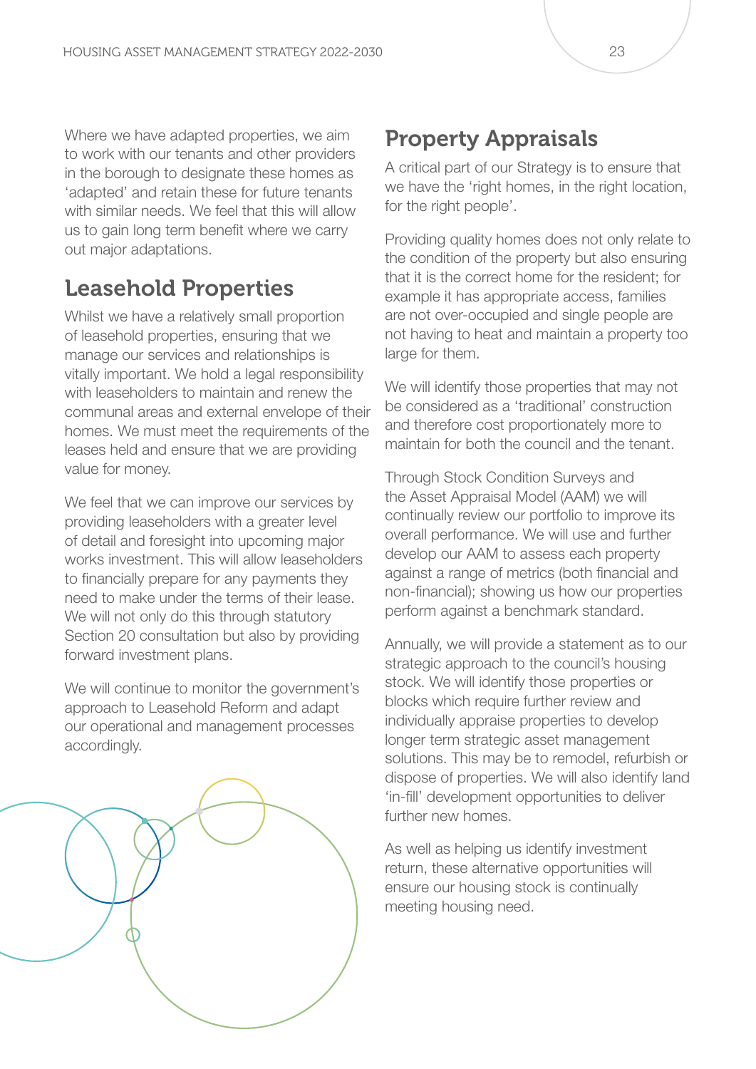Where we have adapted properties, we aim to work with our tenants and other providers in the borough to designate these homes as 'adapted' and retain these for future tenants with similar needs. We feel that this will allow us to gain long term benefit where we carry out major adaptations.

## Leasehold Properties

Whilst we have a relatively small proportion of leasehold properties, ensuring that we manage our services and relationships is vitally important. We hold a legal responsibility with leaseholders to maintain and renew the communal areas and external envelope of their homes. We must meet the requirements of the leases held and ensure that we are providing value for money.

We feel that we can improve our services by providing leaseholders with a greater level of detail and foresight into upcoming major works investment. This will allow leaseholders to financially prepare for any payments they need to make under the terms of their lease. We will not only do this through statutory Section 20 consultation but also by providing forward investment plans.

We will continue to monitor the government's approach to Leasehold Reform and adapt our operational and management processes accordingly.

## Property Appraisals

A critical part of our Strategy is to ensure that we have the 'right homes, in the right location, for the right people'.

Providing quality homes does not only relate to the condition of the property but also ensuring that it is the correct home for the resident; for example it has appropriate access, families are not over-occupied and single people are not having to heat and maintain a property too large for them.

We will identify those properties that may not be considered as a 'traditional' construction and therefore cost proportionately more to maintain for both the council and the tenant.

Through Stock Condition Surveys and the Asset Appraisal Model (AAM) we will continually review our portfolio to improve its overall performance. We will use and further develop our AAM to assess each property against a range of metrics (both financial and non-financial); showing us how our properties perform against a benchmark standard.

Annually, we will provide a statement as to our strategic approach to the council's housing stock. We will identify those properties or blocks which require further review and individually appraise properties to develop longer term strategic asset management solutions. This may be to remodel, refurbish or dispose of properties. We will also identify land 'in-fill' development opportunities to deliver further new homes.

As well as helping us identify investment return, these alternative opportunities will ensure our housing stock is continually meeting housing need.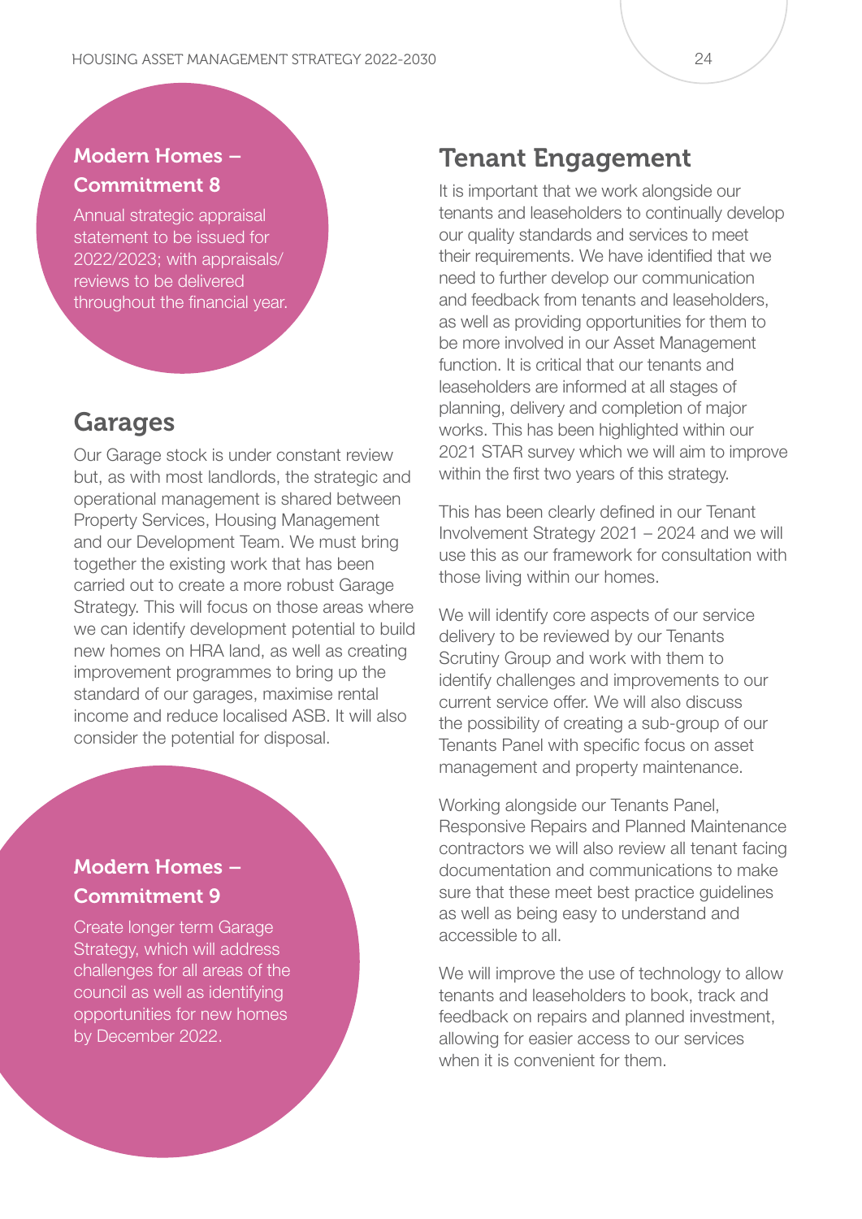### Modern Homes – Commitment 8

Annual strategic appraisal statement to be issued for 2022/2023; with appraisals/ reviews to be delivered throughout the financial year.

## Garages

Our Garage stock is under constant review but, as with most landlords, the strategic and operational management is shared between Property Services, Housing Management and our Development Team. We must bring together the existing work that has been carried out to create a more robust Garage Strategy. This will focus on those areas where we can identify development potential to build new homes on HRA land, as well as creating improvement programmes to bring up the standard of our garages, maximise rental income and reduce localised ASB. It will also consider the potential for disposal.

### Modern Homes – Commitment 9

Create longer term Garage Strategy, which will address challenges for all areas of the council as well as identifying opportunities for new homes by December 2022.

## Tenant Engagement

It is important that we work alongside our tenants and leaseholders to continually develop our quality standards and services to meet their requirements. We have identified that we need to further develop our communication and feedback from tenants and leaseholders, as well as providing opportunities for them to be more involved in our Asset Management function. It is critical that our tenants and leaseholders are informed at all stages of planning, delivery and completion of major works. This has been highlighted within our 2021 STAR survey which we will aim to improve within the first two years of this strategy.

This has been clearly defined in our Tenant Involvement Strategy 2021 – 2024 and we will use this as our framework for consultation with those living within our homes.

We will identify core aspects of our service delivery to be reviewed by our Tenants Scrutiny Group and work with them to identify challenges and improvements to our current service offer. We will also discuss the possibility of creating a sub-group of our Tenants Panel with specific focus on asset management and property maintenance.

Working alongside our Tenants Panel, Responsive Repairs and Planned Maintenance contractors we will also review all tenant facing documentation and communications to make sure that these meet best practice guidelines as well as being easy to understand and accessible to all.

We will improve the use of technology to allow tenants and leaseholders to book, track and feedback on repairs and planned investment, allowing for easier access to our services when it is convenient for them.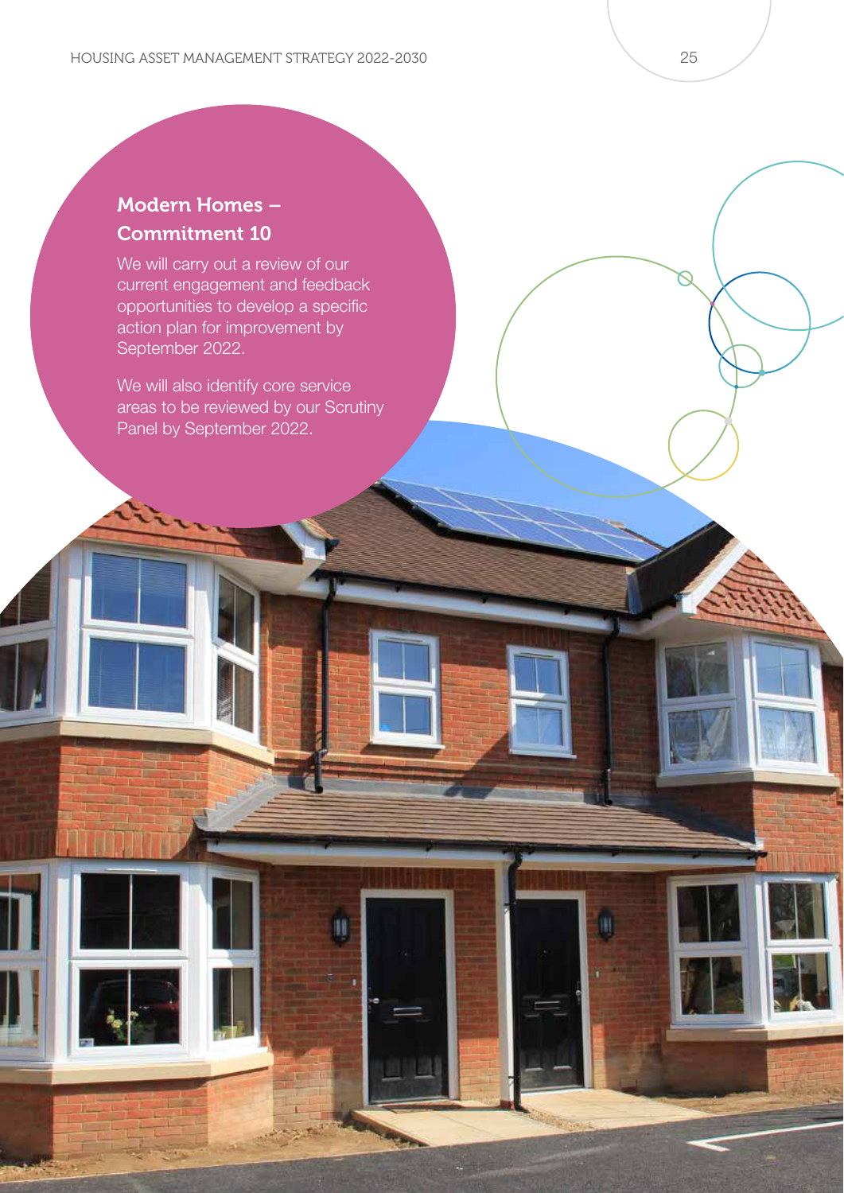## Modern Homes – Commitment 10

We will carry out a review of our current engagement and feedback opportunities to develop a specific action plan for improvement by September 2022.

We will also identify core service areas to be reviewed by our Scrutiny Panel by September 2022.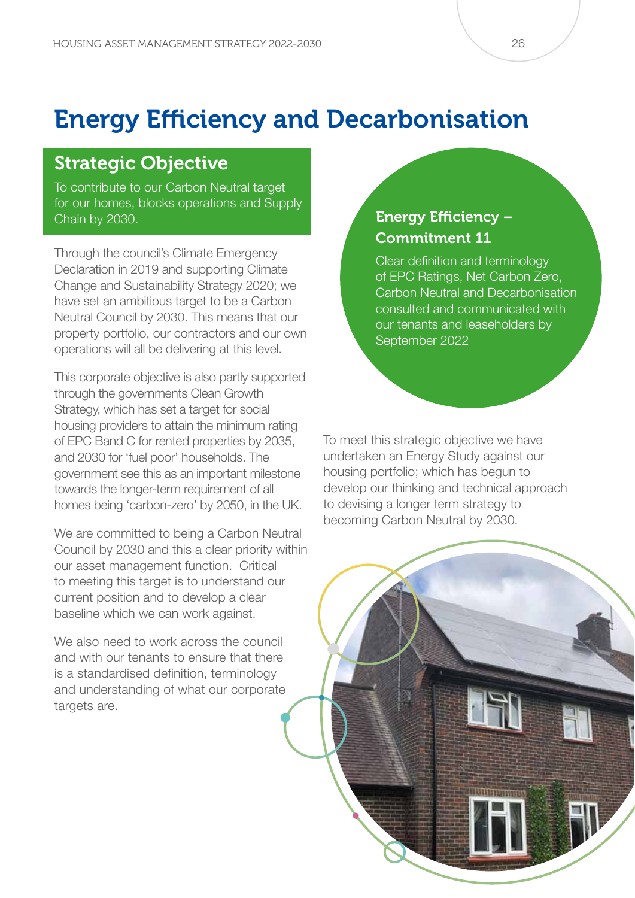# Energy Efficiency and Decarbonisation

## Strategic Objective

To contribute to our Carbon Neutral target for our homes, blocks operations and Supply Chain by 2030.

Through the council's Climate Emergency Declaration in 2019 and supporting Climate Change and Sustainability Strategy 2020; we have set an ambitious target to be a Carbon Neutral Council by 2030. This means that our property portfolio, our contractors and our own operations will all be delivering at this level.

This corporate objective is also partly supported through the governments Clean Growth Strategy, which has set a target for social housing providers to attain the minimum rating of EPC Band C for rented properties by 2035, and 2030 for 'fuel poor' households. The government see this as an important milestone towards the longer-term requirement of all homes being 'carbon-zero' by 2050, in the UK.

We are committed to being a Carbon Neutral Council by 2030 and this a clear priority within our asset management function. Critical to meeting this target is to understand our current position and to develop a clear baseline which we can work against.

We also need to work across the council and with our tenants to ensure that there is a standardised definition, terminology and understanding of what our corporate targets are.

### Energy Efficiency – Commitment 11

Clear definition and terminology of EPC Ratings, Net Carbon Zero, Carbon Neutral and Decarbonisation consulted and communicated with our tenants and leaseholders by September 2022

To meet this strategic objective we have undertaken an Energy Study against our housing portfolio; which has begun to develop our thinking and technical approach to devising a longer term strategy to becoming Carbon Neutral by 2030.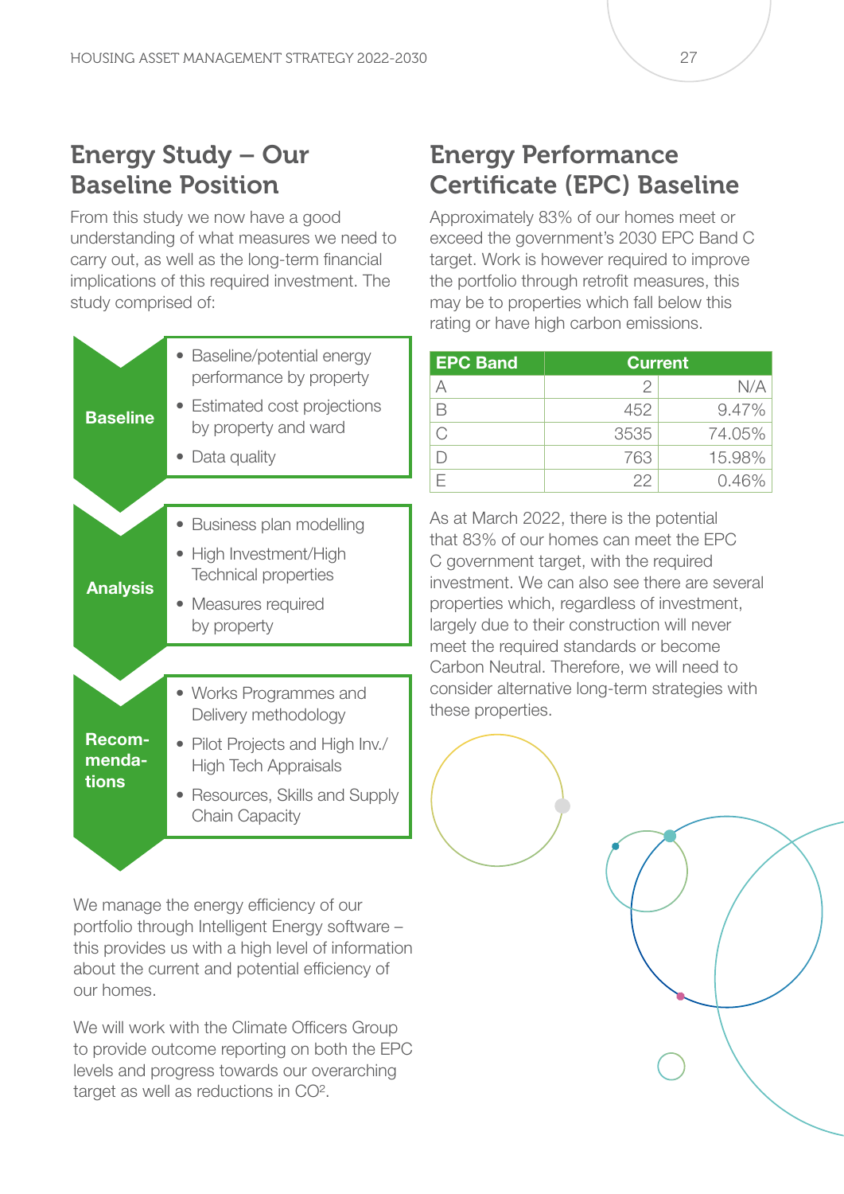## Energy Study – Our Baseline Position

From this study we now have a good understanding of what measures we need to carry out, as well as the long-term financial implications of this required investment. The study comprised of:

**Baseline**

- Baseline/potential energy performance by property
- Estimated cost projections by property and ward
- Data quality

**Analysis**

- Business plan modelling
- High Investment/High Technical properties
- Measures required by property

**Recommendations**

- Works Programmes and Delivery methodology
- Pilot Projects and High Inv./ High Tech Appraisals
- Resources, Skills and Supply Chain Capacity

We manage the energy efficiency of our portfolio through Intelligent Energy software – this provides us with a high level of information about the current and potential efficiency of our homes.

We will work with the Climate Officers Group to provide outcome reporting on both the EPC levels and progress towards our overarching target as well as reductions in $CO^2$.

## Energy Performance Certificate (EPC) Baseline

Approximately 83% of our homes meet or exceed the government's 2030 EPC Band C target. Work is however required to improve the portfolio through retrofit measures, this may be to properties which fall below this rating or have high carbon emissions.

| EPC Band | Current | |
|---|---|---|
| A | 2 | N/A |
| B | 452 | 9.47% |
| C | 3535 | 74.05% |
| D | 763 | 15.98% |
| E | 22 | 0.46% |

As at March 2022, there is the potential that 83% of our homes can meet the EPC C government target, with the required investment. We can also see there are several properties which, regardless of investment, largely due to their construction will never meet the required standards or become Carbon Neutral. Therefore, we will need to consider alternative long-term strategies with these properties.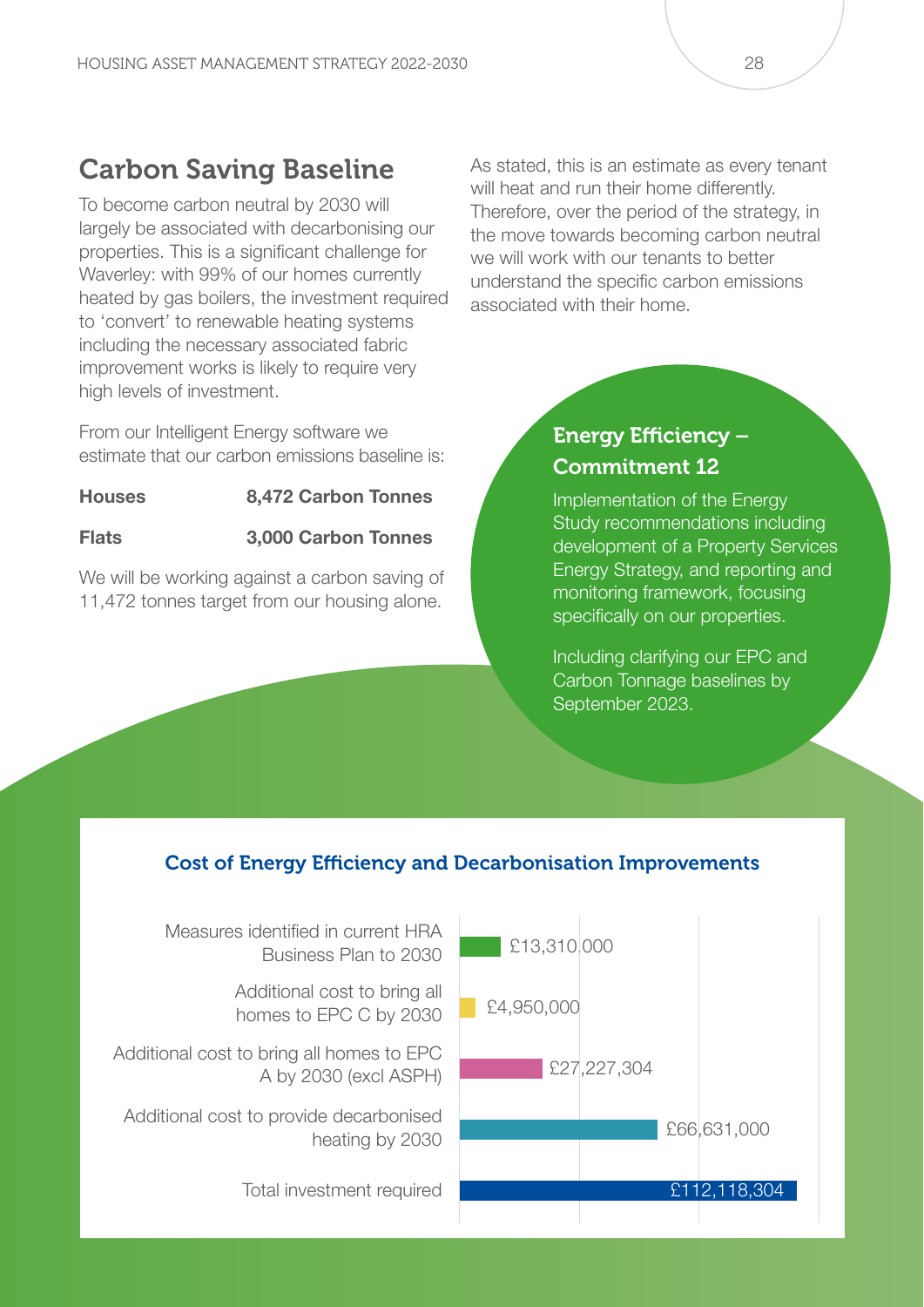## Carbon Saving Baseline

To become carbon neutral by 2030 will largely be associated with decarbonising our properties. This is a significant challenge for Waverley: with 99% of our homes currently heated by gas boilers, the investment required to 'convert' to renewable heating systems including the necessary associated fabric improvement works is likely to require very high levels of investment.

From our Intelligent Energy software we estimate that our carbon emissions baseline is:

| | |
|---|---|
| **Houses** | **8,472 Carbon Tonnes** |
| **Flats** | **3,000 Carbon Tonnes** |

We will be working against a carbon saving of 11,472 tonnes target from our housing alone.

As stated, this is an estimate as every tenant will heat and run their home differently. Therefore, over the period of the strategy, in the move towards becoming carbon neutral we will work with our tenants to better understand the specific carbon emissions associated with their home.

### Energy Efficiency – Commitment 12

Implementation of the Energy Study recommendations including development of a Property Services Energy Strategy, and reporting and monitoring framework, focusing specifically on our properties.

Including clarifying our EPC and Carbon Tonnage baselines by September 2023.

### Cost of Energy Efficiency and Decarbonisation Improvements

| Item | Cost |
|---|---|
| Measures identified in current HRA Business Plan to 2030 | £13,310,000 |
| Additional cost to bring all homes to EPC C by 2030 | £4,950,000 |
| Additional cost to bring all homes to EPC A by 2030 (excl ASPH) | £27,227,304 |
| Additional cost to provide decarbonised heating by 2030 | £66,631,000 |
| Total investment required | £112,118,304 |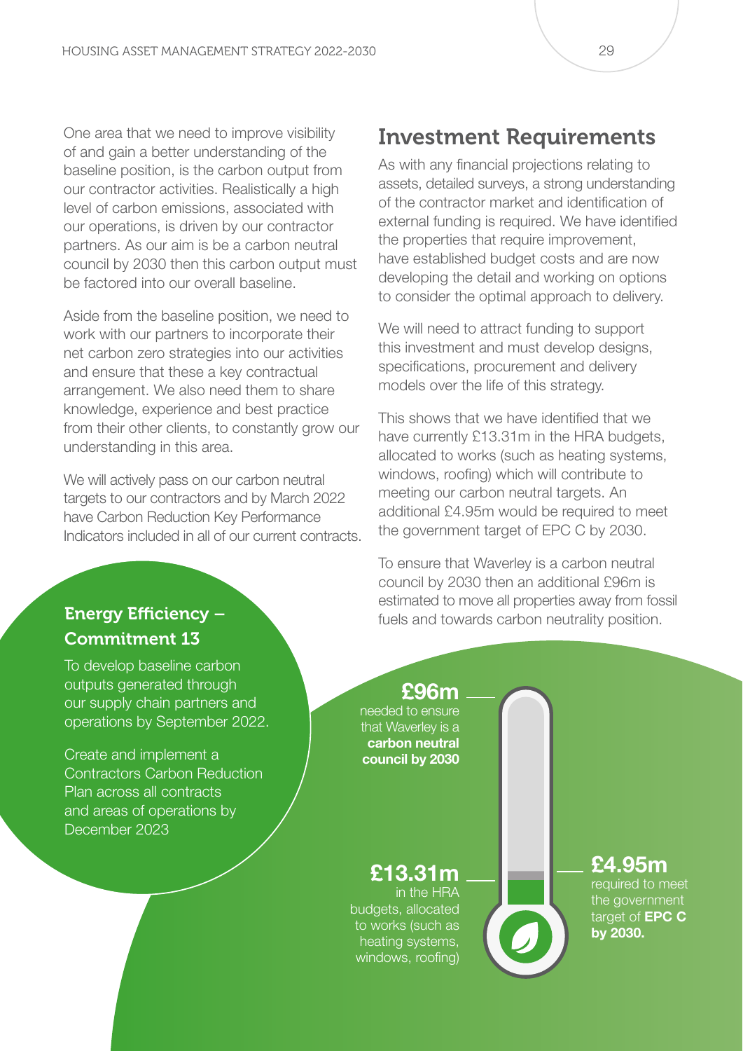One area that we need to improve visibility of and gain a better understanding of the baseline position, is the carbon output from our contractor activities. Realistically a high level of carbon emissions, associated with our operations, is driven by our contractor partners. As our aim is be a carbon neutral council by 2030 then this carbon output must be factored into our overall baseline.

Aside from the baseline position, we need to work with our partners to incorporate their net carbon zero strategies into our activities and ensure that these a key contractual arrangement. We also need them to share knowledge, experience and best practice from their other clients, to constantly grow our understanding in this area.

We will actively pass on our carbon neutral targets to our contractors and by March 2022 have Carbon Reduction Key Performance Indicators included in all of our current contracts.

### Energy Efficiency – Commitment 13

To develop baseline carbon outputs generated through our supply chain partners and operations by September 2022.

Create and implement a Contractors Carbon Reduction Plan across all contracts and areas of operations by December 2023

## Investment Requirements

As with any financial projections relating to assets, detailed surveys, a strong understanding of the contractor market and identification of external funding is required. We have identified the properties that require improvement, have established budget costs and are now developing the detail and working on options to consider the optimal approach to delivery.

We will need to attract funding to support this investment and must develop designs, specifications, procurement and delivery models over the life of this strategy.

This shows that we have identified that we have currently £13.31m in the HRA budgets, allocated to works (such as heating systems, windows, roofing) which will contribute to meeting our carbon neutral targets. An additional £4.95m would be required to meet the government target of EPC C by 2030.

To ensure that Waverley is a carbon neutral council by 2030 then an additional £96m is estimated to move all properties away from fossil fuels and towards carbon neutrality position.

**£96m** needed to ensure that Waverley is a **carbon neutral council by 2030**

**£13.31m** in the HRA budgets, allocated to works (such as heating systems, windows, roofing)

**£4.95m** required to meet the government target of **EPC C by 2030.**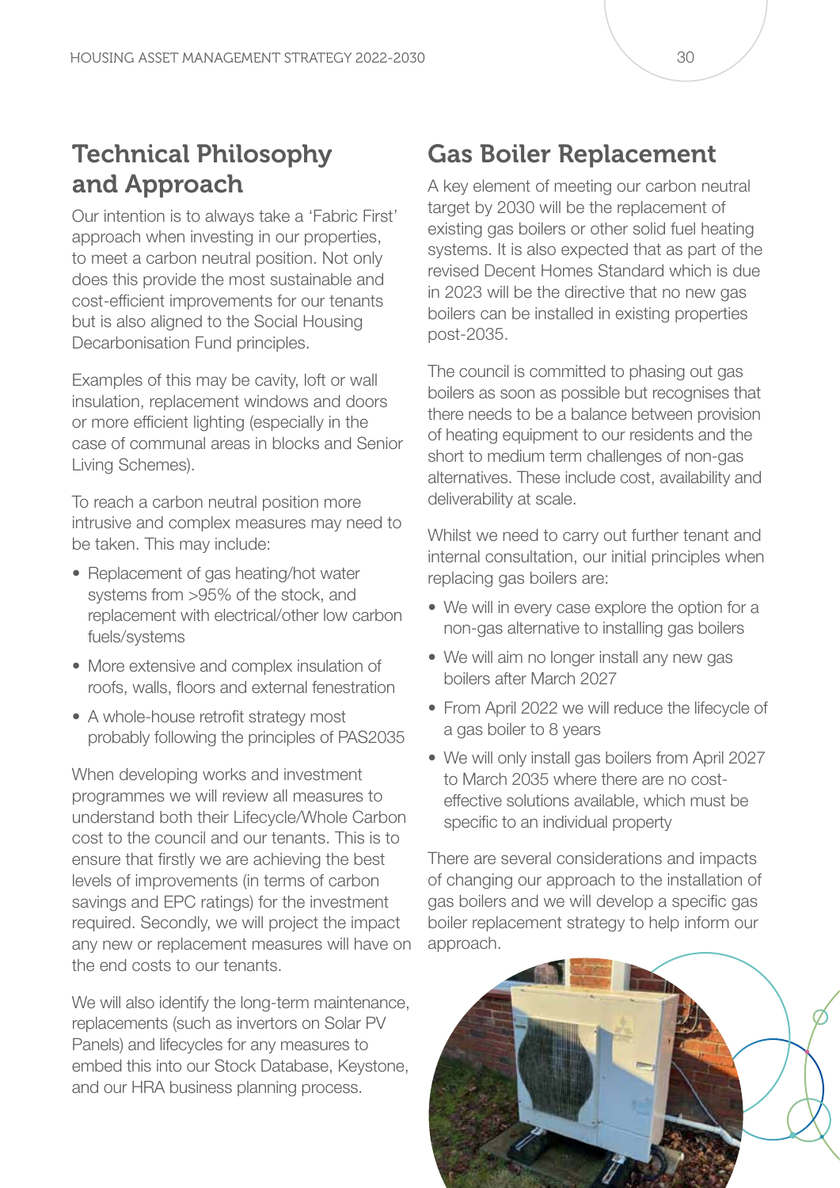## Technical Philosophy and Approach

Our intention is to always take a 'Fabric First' approach when investing in our properties, to meet a carbon neutral position. Not only does this provide the most sustainable and cost-efficient improvements for our tenants but is also aligned to the Social Housing Decarbonisation Fund principles.

Examples of this may be cavity, loft or wall insulation, replacement windows and doors or more efficient lighting (especially in the case of communal areas in blocks and Senior Living Schemes).

To reach a carbon neutral position more intrusive and complex measures may need to be taken. This may include:

- Replacement of gas heating/hot water systems from >95% of the stock, and replacement with electrical/other low carbon fuels/systems
- More extensive and complex insulation of roofs, walls, floors and external fenestration
- A whole-house retrofit strategy most probably following the principles of PAS2035

When developing works and investment programmes we will review all measures to understand both their Lifecycle/Whole Carbon cost to the council and our tenants. This is to ensure that firstly we are achieving the best levels of improvements (in terms of carbon savings and EPC ratings) for the investment required. Secondly, we will project the impact any new or replacement measures will have on the end costs to our tenants.

We will also identify the long-term maintenance, replacements (such as invertors on Solar PV Panels) and lifecycles for any measures to embed this into our Stock Database, Keystone, and our HRA business planning process.

## Gas Boiler Replacement

A key element of meeting our carbon neutral target by 2030 will be the replacement of existing gas boilers or other solid fuel heating systems. It is also expected that as part of the revised Decent Homes Standard which is due in 2023 will be the directive that no new gas boilers can be installed in existing properties post-2035.

The council is committed to phasing out gas boilers as soon as possible but recognises that there needs to be a balance between provision of heating equipment to our residents and the short to medium term challenges of non-gas alternatives. These include cost, availability and deliverability at scale.

Whilst we need to carry out further tenant and internal consultation, our initial principles when replacing gas boilers are:

- We will in every case explore the option for a non-gas alternative to installing gas boilers
- We will aim no longer install any new gas boilers after March 2027
- From April 2022 we will reduce the lifecycle of a gas boiler to 8 years
- We will only install gas boilers from April 2027 to March 2035 where there are no cost-effective solutions available, which must be specific to an individual property

There are several considerations and impacts of changing our approach to the installation of gas boilers and we will develop a specific gas boiler replacement strategy to help inform our approach.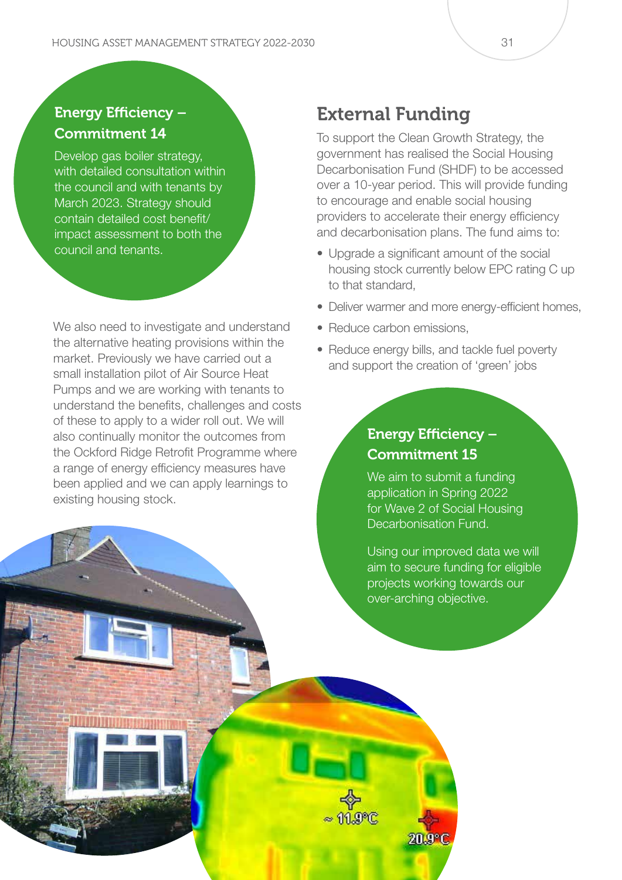### Energy Efficiency – Commitment 14

Develop gas boiler strategy, with detailed consultation within the council and with tenants by March 2023. Strategy should contain detailed cost benefit/ impact assessment to both the council and tenants.

We also need to investigate and understand the alternative heating provisions within the market. Previously we have carried out a small installation pilot of Air Source Heat Pumps and we are working with tenants to understand the benefits, challenges and costs of these to apply to a wider roll out. We will also continually monitor the outcomes from the Ockford Ridge Retrofit Programme where a range of energy efficiency measures have been applied and we can apply learnings to existing housing stock.

## External Funding

To support the Clean Growth Strategy, the government has realised the Social Housing Decarbonisation Fund (SHDF) to be accessed over a 10-year period. This will provide funding to encourage and enable social housing providers to accelerate their energy efficiency and decarbonisation plans. The fund aims to:

- Upgrade a significant amount of the social housing stock currently below EPC rating C up to that standard,
- Deliver warmer and more energy-efficient homes,
- Reduce carbon emissions,
- Reduce energy bills, and tackle fuel poverty and support the creation of 'green' jobs

### Energy Efficiency – Commitment 15

We aim to submit a funding application in Spring 2022 for Wave 2 of Social Housing Decarbonisation Fund.

Using our improved data we will aim to secure funding for eligible projects working towards our over-arching objective.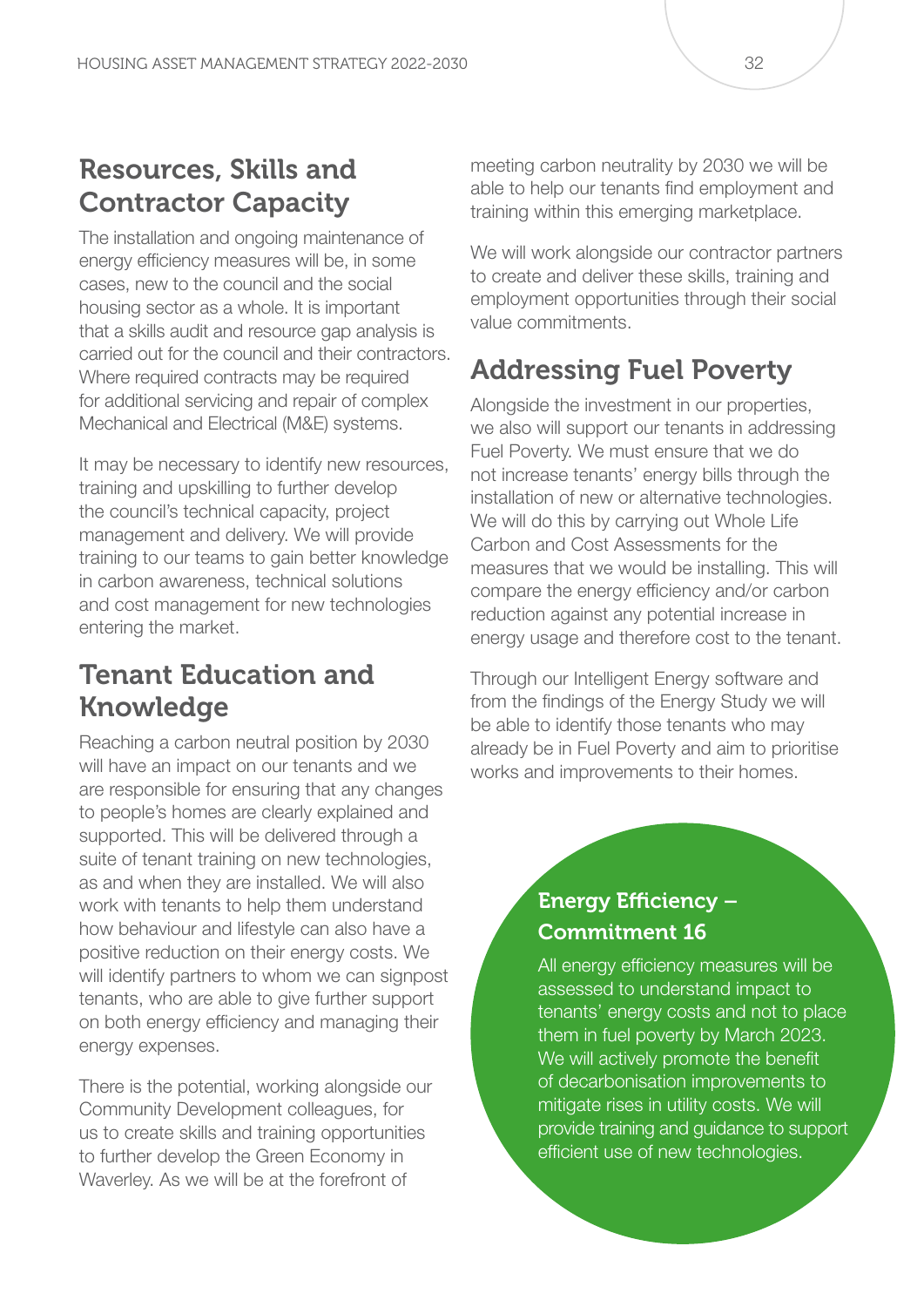## Resources, Skills and Contractor Capacity

The installation and ongoing maintenance of energy efficiency measures will be, in some cases, new to the council and the social housing sector as a whole. It is important that a skills audit and resource gap analysis is carried out for the council and their contractors. Where required contracts may be required for additional servicing and repair of complex Mechanical and Electrical (M&E) systems.

It may be necessary to identify new resources, training and upskilling to further develop the council's technical capacity, project management and delivery. We will provide training to our teams to gain better knowledge in carbon awareness, technical solutions and cost management for new technologies entering the market.

## Tenant Education and Knowledge

Reaching a carbon neutral position by 2030 will have an impact on our tenants and we are responsible for ensuring that any changes to people's homes are clearly explained and supported. This will be delivered through a suite of tenant training on new technologies, as and when they are installed. We will also work with tenants to help them understand how behaviour and lifestyle can also have a positive reduction on their energy costs. We will identify partners to whom we can signpost tenants, who are able to give further support on both energy efficiency and managing their energy expenses.

There is the potential, working alongside our Community Development colleagues, for us to create skills and training opportunities to further develop the Green Economy in Waverley. As we will be at the forefront of meeting carbon neutrality by 2030 we will be able to help our tenants find employment and training within this emerging marketplace.

We will work alongside our contractor partners to create and deliver these skills, training and employment opportunities through their social value commitments.

## Addressing Fuel Poverty

Alongside the investment in our properties, we also will support our tenants in addressing Fuel Poverty. We must ensure that we do not increase tenants' energy bills through the installation of new or alternative technologies. We will do this by carrying out Whole Life Carbon and Cost Assessments for the measures that we would be installing. This will compare the energy efficiency and/or carbon reduction against any potential increase in energy usage and therefore cost to the tenant.

Through our Intelligent Energy software and from the findings of the Energy Study we will be able to identify those tenants who may already be in Fuel Poverty and aim to prioritise works and improvements to their homes.

### Energy Efficiency – Commitment 16

All energy efficiency measures will be assessed to understand impact to tenants' energy costs and not to place them in fuel poverty by March 2023. We will actively promote the benefit of decarbonisation improvements to mitigate rises in utility costs. We will provide training and guidance to support efficient use of new technologies.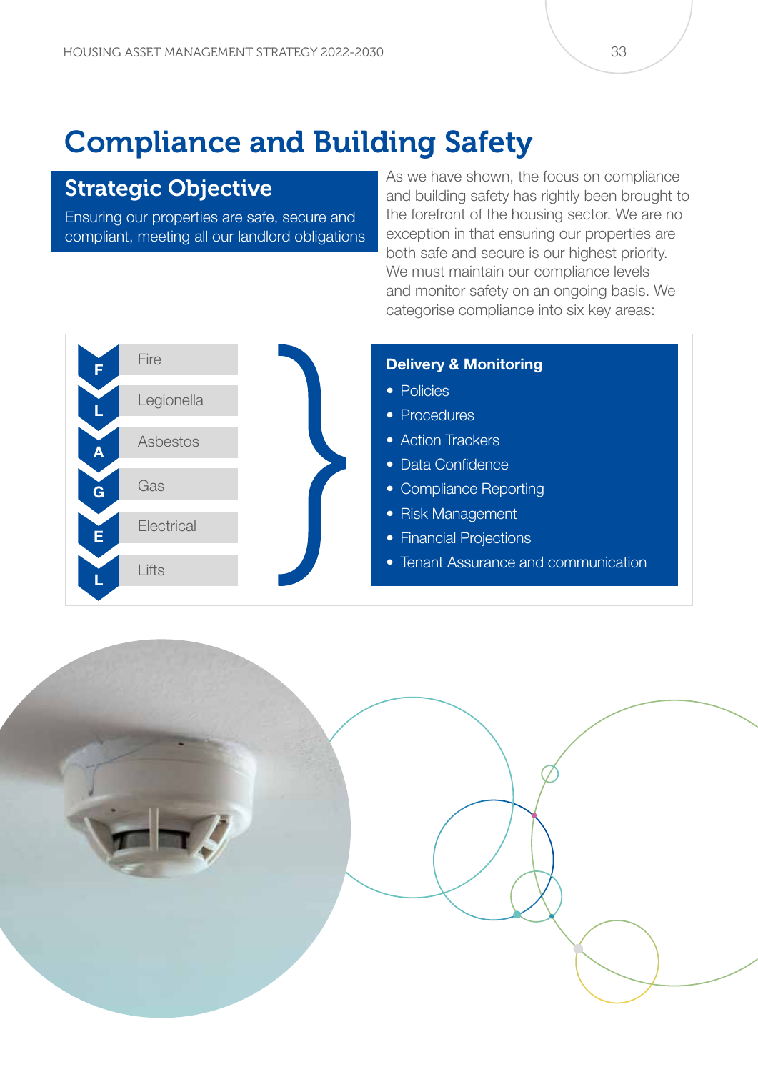# Compliance and Building Safety

## Strategic Objective

Ensuring our properties are safe, secure and compliant, meeting all our landlord obligations

As we have shown, the focus on compliance and building safety has rightly been brought to the forefront of the housing sector. We are no exception in that ensuring our properties are both safe and secure is our highest priority. We must maintain our compliance levels and monitor safety on an ongoing basis. We categorise compliance into six key areas:

- **F** – Fire
- **L** – Legionella
- **A** – Asbestos
- **G** – Gas
- **E** – Electrical
- **L** – Lifts

**Delivery & Monitoring**

- Policies
- Procedures
- Action Trackers
- Data Confidence
- Compliance Reporting
- Risk Management
- Financial Projections
- Tenant Assurance and communication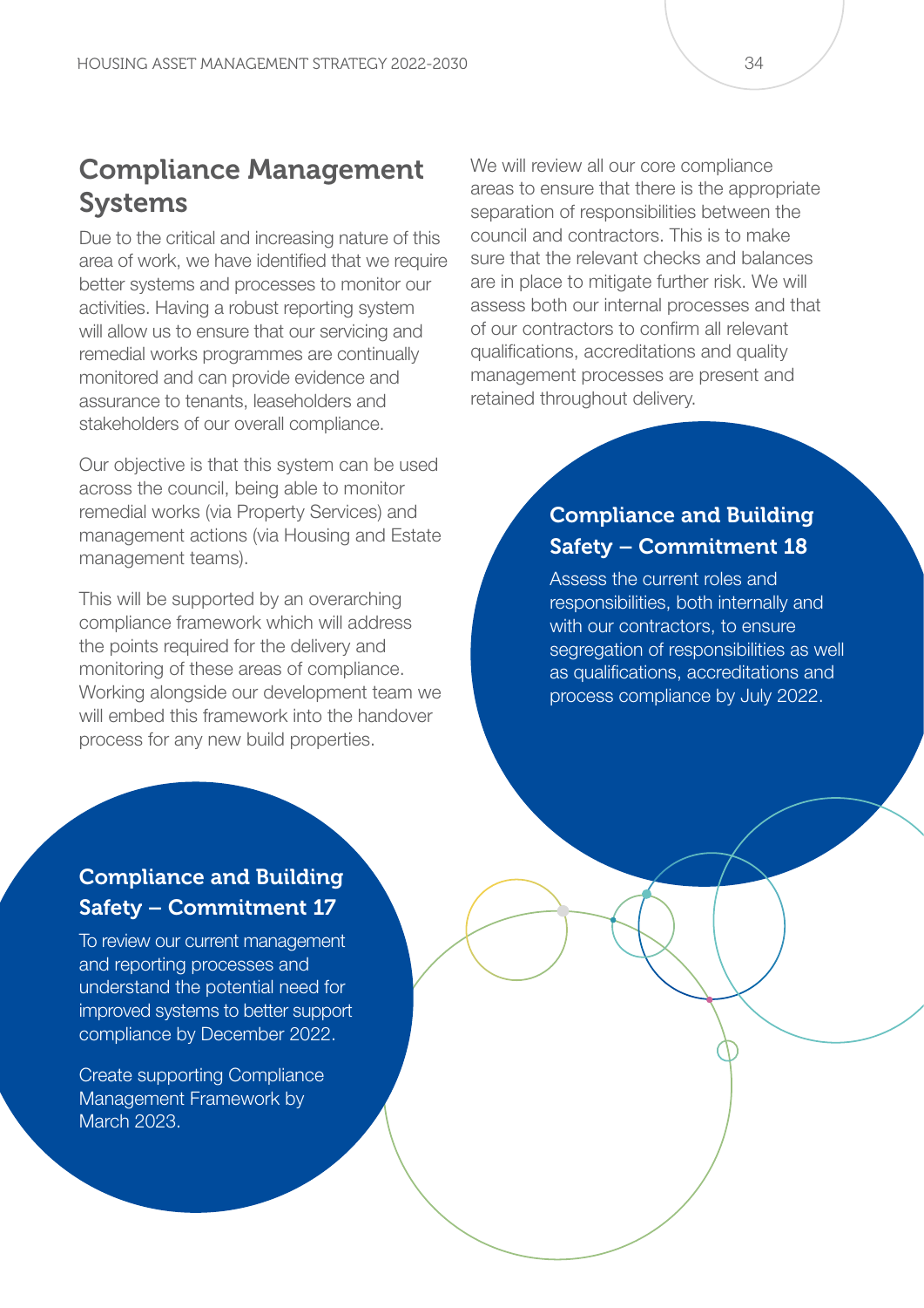## Compliance Management Systems

Due to the critical and increasing nature of this area of work, we have identified that we require better systems and processes to monitor our activities. Having a robust reporting system will allow us to ensure that our servicing and remedial works programmes are continually monitored and can provide evidence and assurance to tenants, leaseholders and stakeholders of our overall compliance.

Our objective is that this system can be used across the council, being able to monitor remedial works (via Property Services) and management actions (via Housing and Estate management teams).

This will be supported by an overarching compliance framework which will address the points required for the delivery and monitoring of these areas of compliance. Working alongside our development team we will embed this framework into the handover process for any new build properties.

### Compliance and Building Safety – Commitment 17

To review our current management and reporting processes and understand the potential need for improved systems to better support compliance by December 2022.

Create supporting Compliance Management Framework by March 2023.

We will review all our core compliance areas to ensure that there is the appropriate separation of responsibilities between the council and contractors. This is to make sure that the relevant checks and balances are in place to mitigate further risk. We will assess both our internal processes and that of our contractors to confirm all relevant qualifications, accreditations and quality management processes are present and retained throughout delivery.

### Compliance and Building Safety – Commitment 18

Assess the current roles and responsibilities, both internally and with our contractors, to ensure segregation of responsibilities as well as qualifications, accreditations and process compliance by July 2022.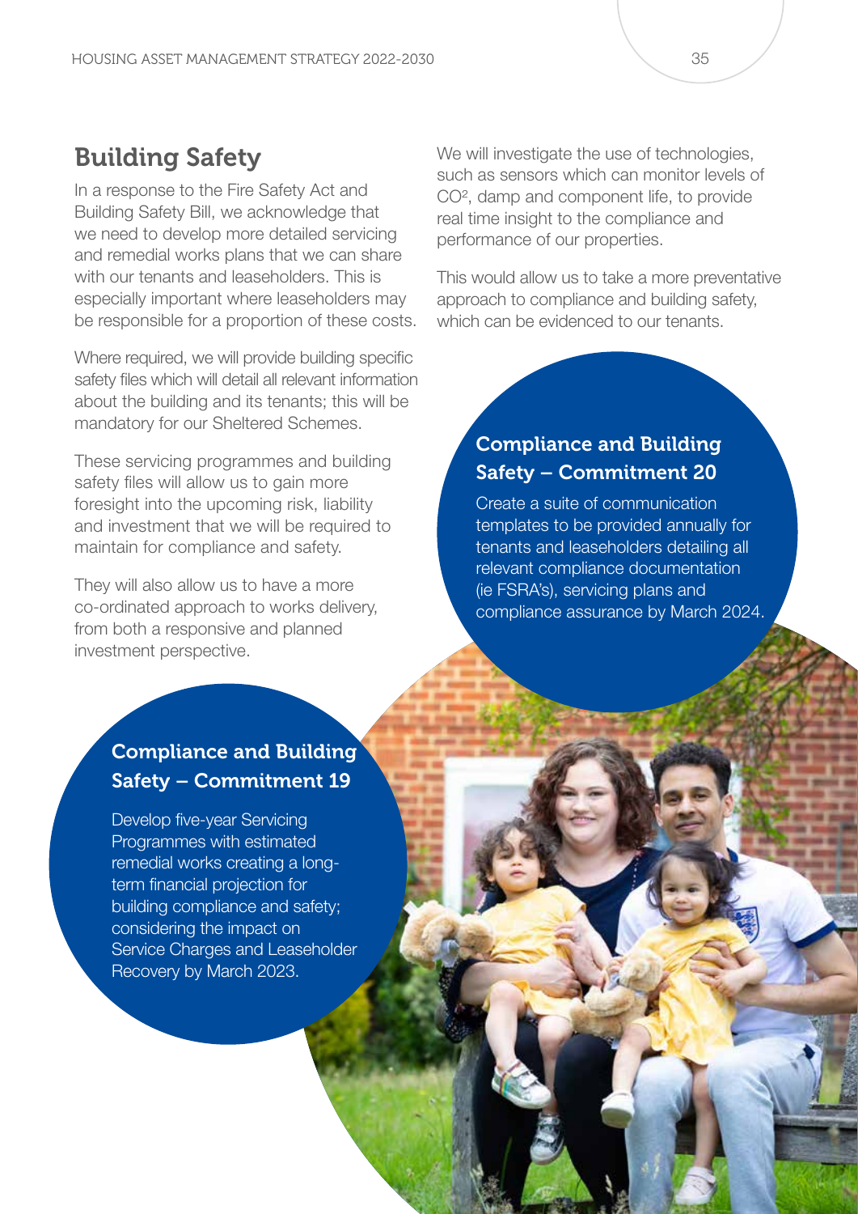## Building Safety

In a response to the Fire Safety Act and Building Safety Bill, we acknowledge that we need to develop more detailed servicing and remedial works plans that we can share with our tenants and leaseholders. This is especially important where leaseholders may be responsible for a proportion of these costs.

Where required, we will provide building specific safety files which will detail all relevant information about the building and its tenants; this will be mandatory for our Sheltered Schemes.

These servicing programmes and building safety files will allow us to gain more foresight into the upcoming risk, liability and investment that we will be required to maintain for compliance and safety.

They will also allow us to have a more co-ordinated approach to works delivery, from both a responsive and planned investment perspective.

We will investigate the use of technologies, such as sensors which can monitor levels of $CO^2$, damp and component life, to provide real time insight to the compliance and performance of our properties.

This would allow us to take a more preventative approach to compliance and building safety, which can be evidenced to our tenants.

### Compliance and Building Safety – Commitment 20

Create a suite of communication templates to be provided annually for tenants and leaseholders detailing all relevant compliance documentation (ie FSRA's), servicing plans and compliance assurance by March 2024.

### Compliance and Building Safety – Commitment 19

Develop five-year Servicing Programmes with estimated remedial works creating a long-term financial projection for building compliance and safety; considering the impact on Service Charges and Leaseholder Recovery by March 2023.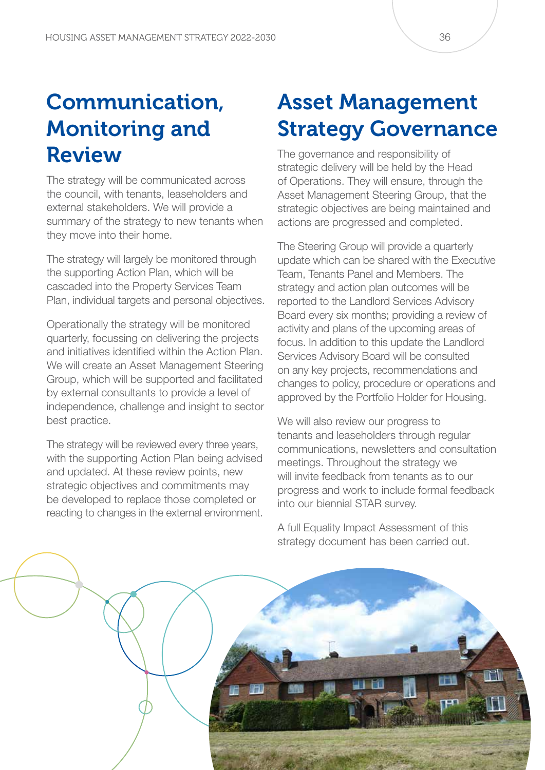# Communication, Monitoring and Review

The strategy will be communicated across the council, with tenants, leaseholders and external stakeholders. We will provide a summary of the strategy to new tenants when they move into their home.

The strategy will largely be monitored through the supporting Action Plan, which will be cascaded into the Property Services Team Plan, individual targets and personal objectives.

Operationally the strategy will be monitored quarterly, focussing on delivering the projects and initiatives identified within the Action Plan. We will create an Asset Management Steering Group, which will be supported and facilitated by external consultants to provide a level of independence, challenge and insight to sector best practice.

The strategy will be reviewed every three years, with the supporting Action Plan being advised and updated. At these review points, new strategic objectives and commitments may be developed to replace those completed or reacting to changes in the external environment.

# Asset Management Strategy Governance

The governance and responsibility of strategic delivery will be held by the Head of Operations. They will ensure, through the Asset Management Steering Group, that the strategic objectives are being maintained and actions are progressed and completed.

The Steering Group will provide a quarterly update which can be shared with the Executive Team, Tenants Panel and Members. The strategy and action plan outcomes will be reported to the Landlord Services Advisory Board every six months; providing a review of activity and plans of the upcoming areas of focus. In addition to this update the Landlord Services Advisory Board will be consulted on any key projects, recommendations and changes to policy, procedure or operations and approved by the Portfolio Holder for Housing.

We will also review our progress to tenants and leaseholders through regular communications, newsletters and consultation meetings. Throughout the strategy we will invite feedback from tenants as to our progress and work to include formal feedback into our biennial STAR survey.

A full Equality Impact Assessment of this strategy document has been carried out.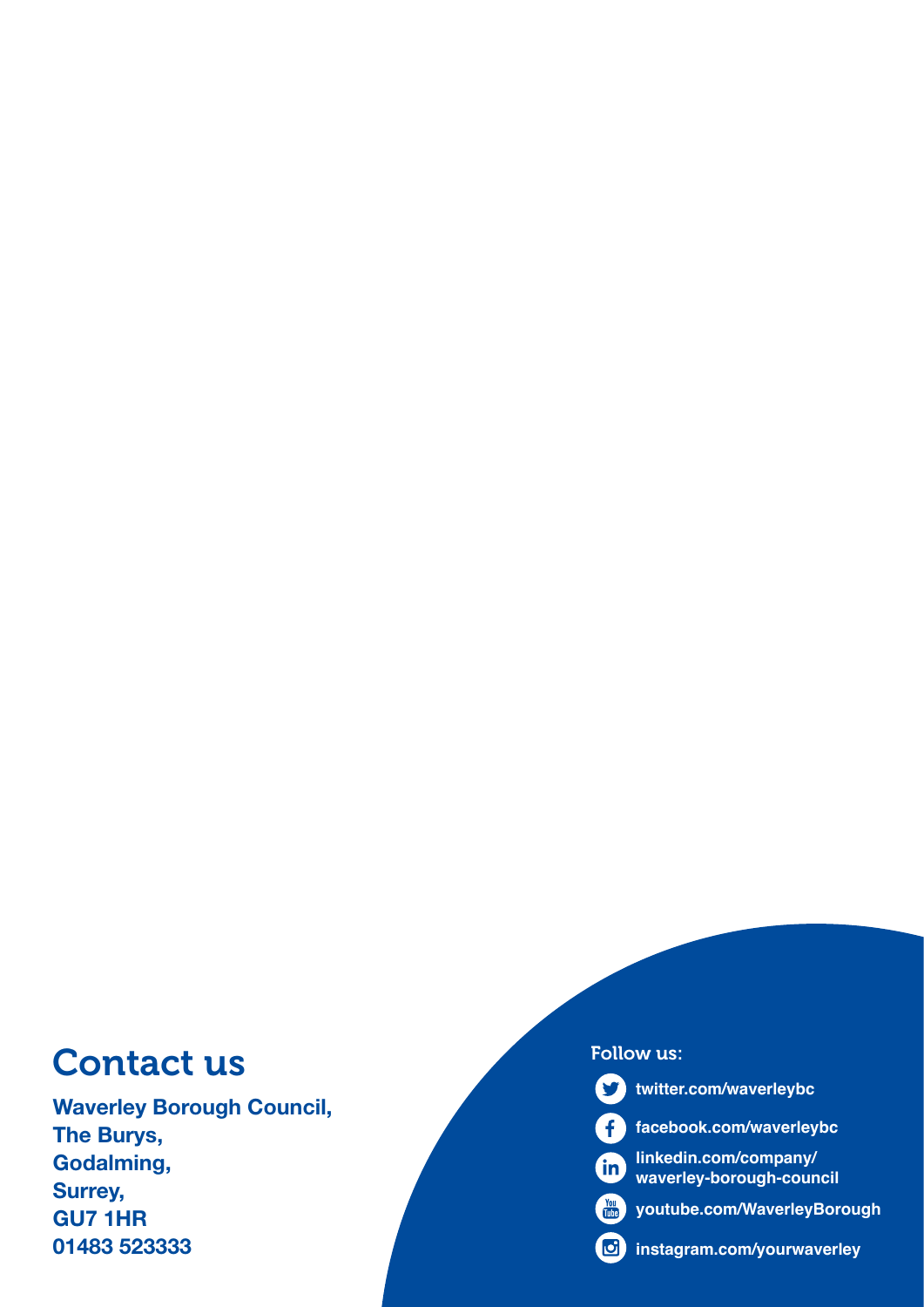## Contact us

**Waverley Borough Council,**
**The Burys,**
**Godalming,**
**Surrey,**
**GU7 1HR**
**01483 523333**

Follow us:

- **twitter.com/waverleybc**
- **facebook.com/waverleybc**
- **linkedin.com/company/waverley-borough-council**
- **youtube.com/WaverleyBorough**
- **instagram.com/yourwaverley**